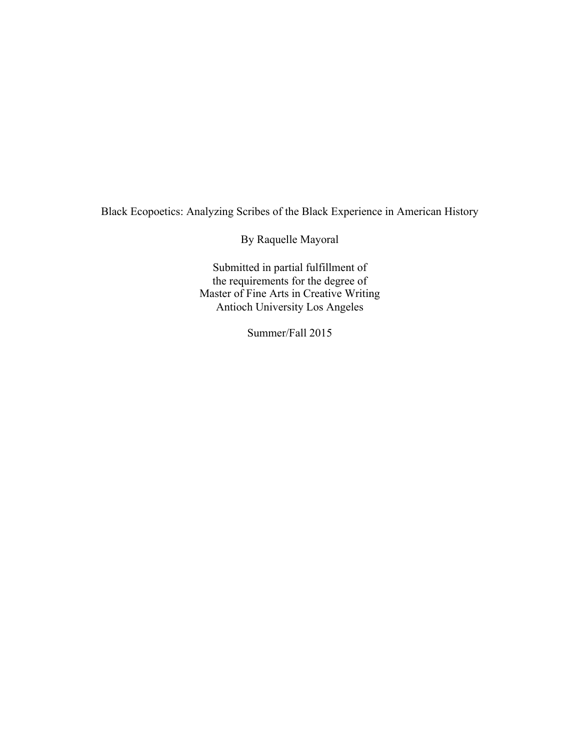# Black Ecopoetics: Analyzing Scribes of the Black Experience in American History

By Raquelle Mayoral

Submitted in partial fulfillment of
the requirements for the degree of
Master of Fine Arts in Creative Writing
Antioch University Los Angeles

Summer/Fall 2015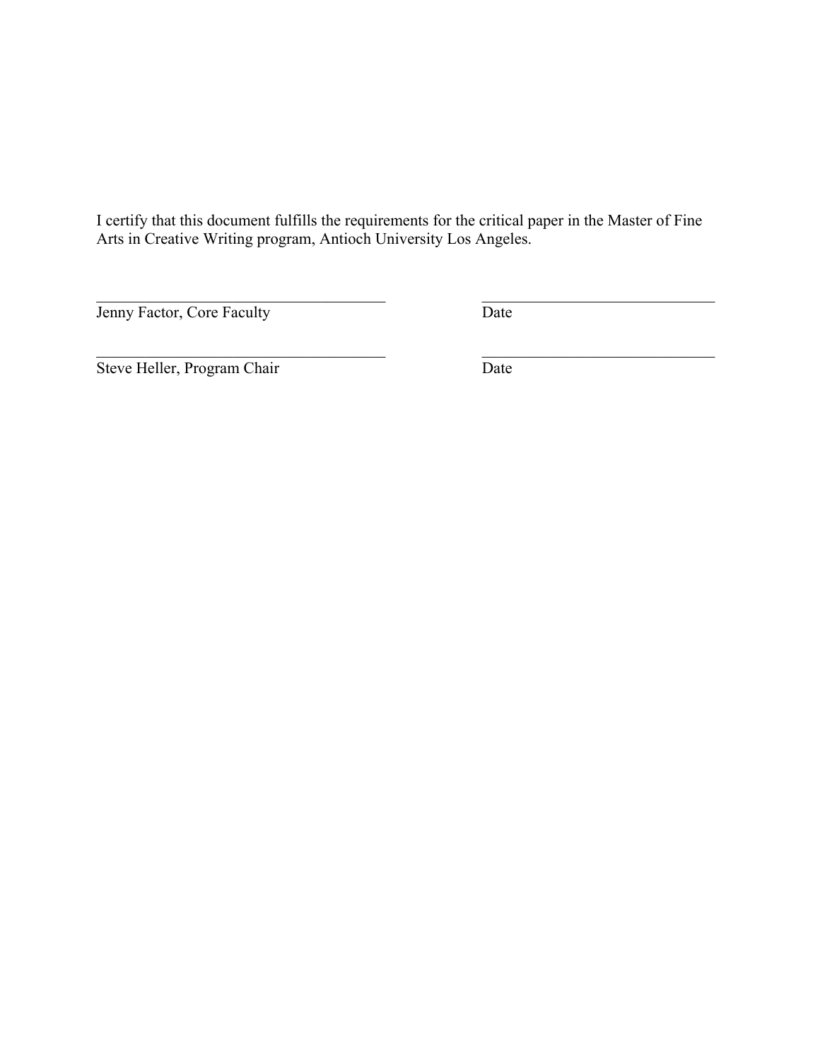I certify that this document fulfills the requirements for the critical paper in the Master of Fine Arts in Creative Writing program, Antioch University Los Angeles.

| | |
|---|---|
| ___________________________________ | ___________________________ |
| Jenny Factor, Core Faculty | Date |
| ___________________________________ | ___________________________ |
| Steve Heller, Program Chair | Date |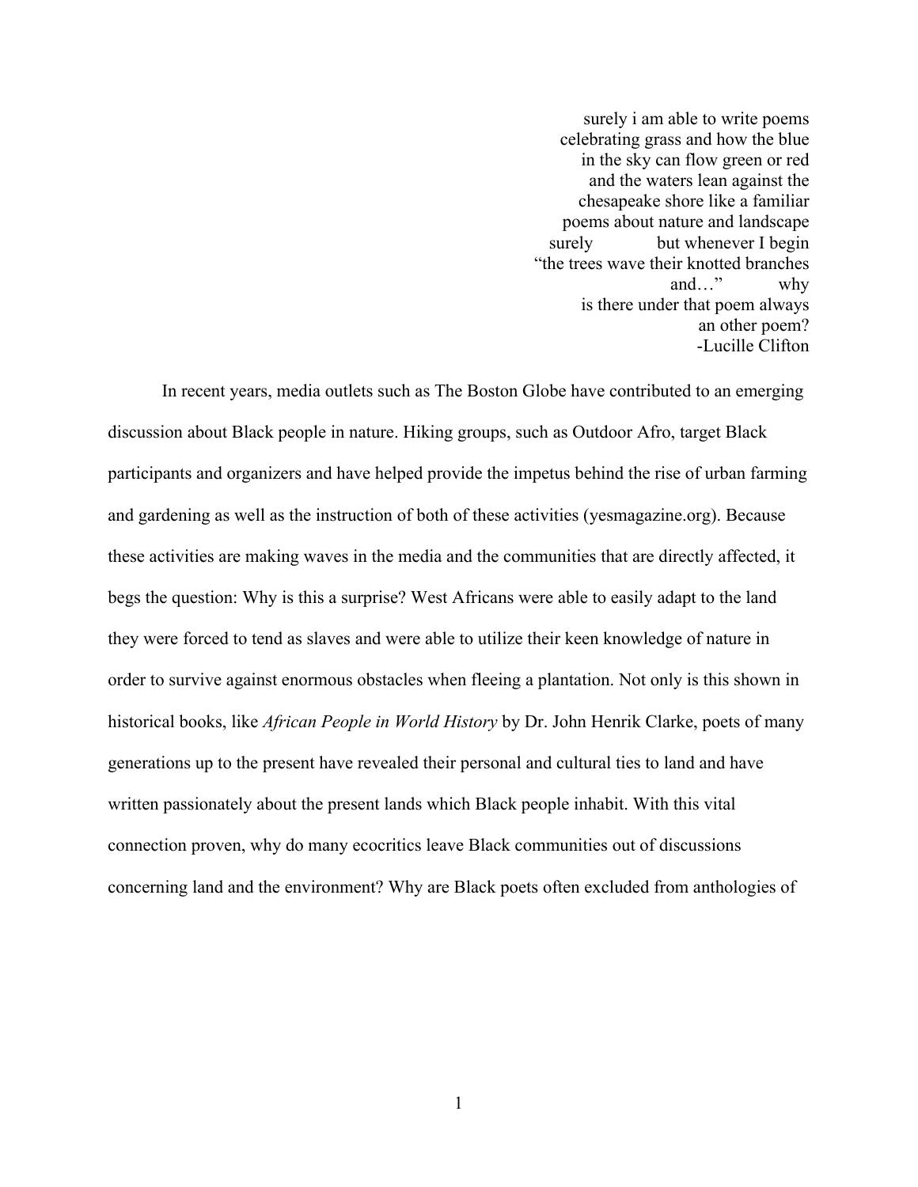surely i am able to write poems  
celebrating grass and how the blue  
in the sky can flow green or red  
and the waters lean against the  
chesapeake shore like a familiar  
poems about nature and landscape  
surely but whenever I begin  
"the trees wave their knotted branches  
and…" why  
is there under that poem always  
an other poem?  
-Lucille Clifton

In recent years, media outlets such as The Boston Globe have contributed to an emerging discussion about Black people in nature. Hiking groups, such as Outdoor Afro, target Black participants and organizers and have helped provide the impetus behind the rise of urban farming and gardening as well as the instruction of both of these activities (yesmagazine.org). Because these activities are making waves in the media and the communities that are directly affected, it begs the question: Why is this a surprise? West Africans were able to easily adapt to the land they were forced to tend as slaves and were able to utilize their keen knowledge of nature in order to survive against enormous obstacles when fleeing a plantation. Not only is this shown in historical books, like *African People in World History* by Dr. John Henrik Clarke, poets of many generations up to the present have revealed their personal and cultural ties to land and have written passionately about the present lands which Black people inhabit. With this vital connection proven, why do many ecocritics leave Black communities out of discussions concerning land and the environment? Why are Black poets often excluded from anthologies of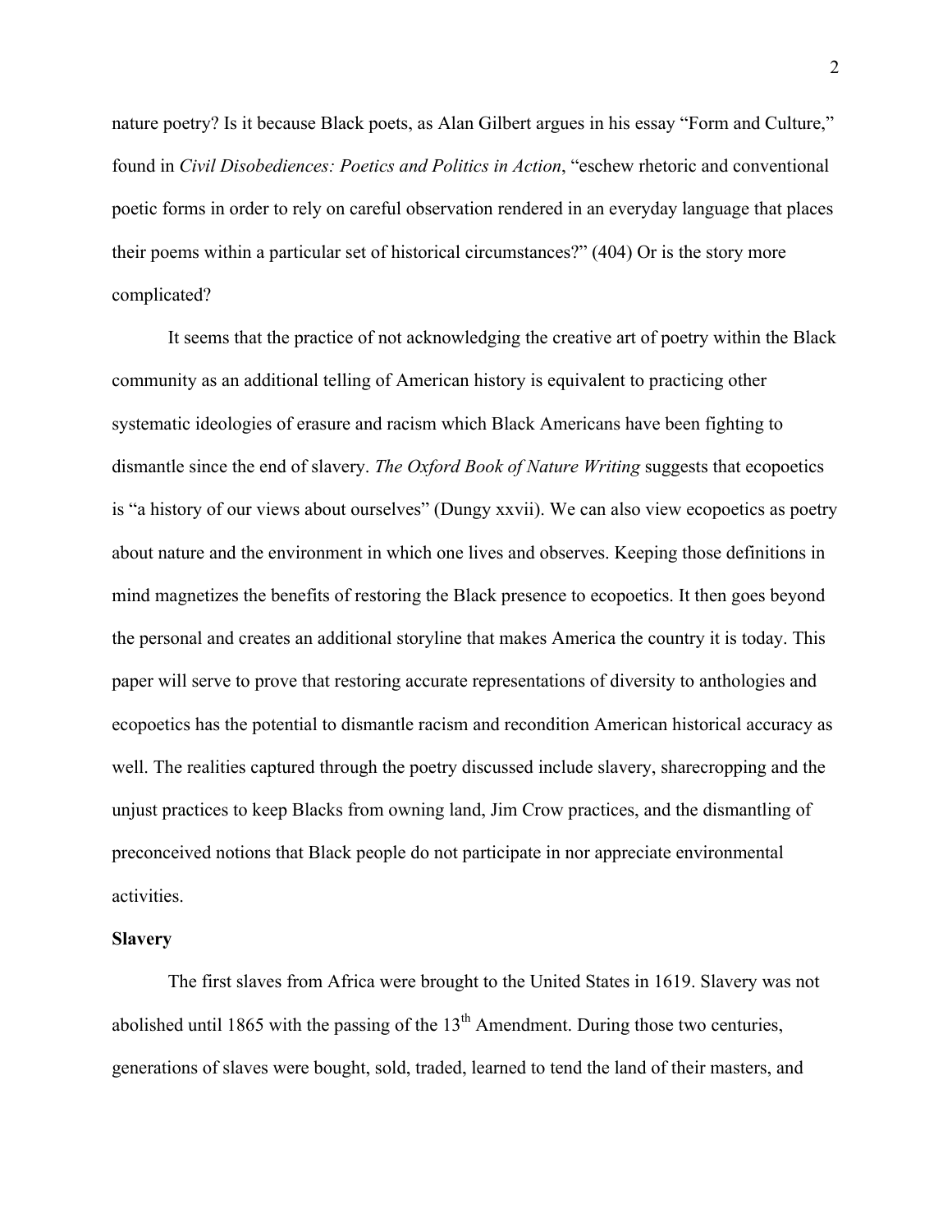nature poetry? Is it because Black poets, as Alan Gilbert argues in his essay “Form and Culture,” found in *Civil Disobediences: Poetics and Politics in Action*, “eschew rhetoric and conventional poetic forms in order to rely on careful observation rendered in an everyday language that places their poems within a particular set of historical circumstances?” (404) Or is the story more complicated?

It seems that the practice of not acknowledging the creative art of poetry within the Black community as an additional telling of American history is equivalent to practicing other systematic ideologies of erasure and racism which Black Americans have been fighting to dismantle since the end of slavery. *The Oxford Book of Nature Writing* suggests that ecopoetics is “a history of our views about ourselves” (Dungy xxvii). We can also view ecopoetics as poetry about nature and the environment in which one lives and observes. Keeping those definitions in mind magnetizes the benefits of restoring the Black presence to ecopoetics. It then goes beyond the personal and creates an additional storyline that makes America the country it is today. This paper will serve to prove that restoring accurate representations of diversity to anthologies and ecopoetics has the potential to dismantle racism and recondition American historical accuracy as well. The realities captured through the poetry discussed include slavery, sharecropping and the unjust practices to keep Blacks from owning land, Jim Crow practices, and the dismantling of preconceived notions that Black people do not participate in nor appreciate environmental activities.

**Slavery**

The first slaves from Africa were brought to the United States in 1619. Slavery was not abolished until 1865 with the passing of the 13th Amendment. During those two centuries, generations of slaves were bought, sold, traded, learned to tend the land of their masters, and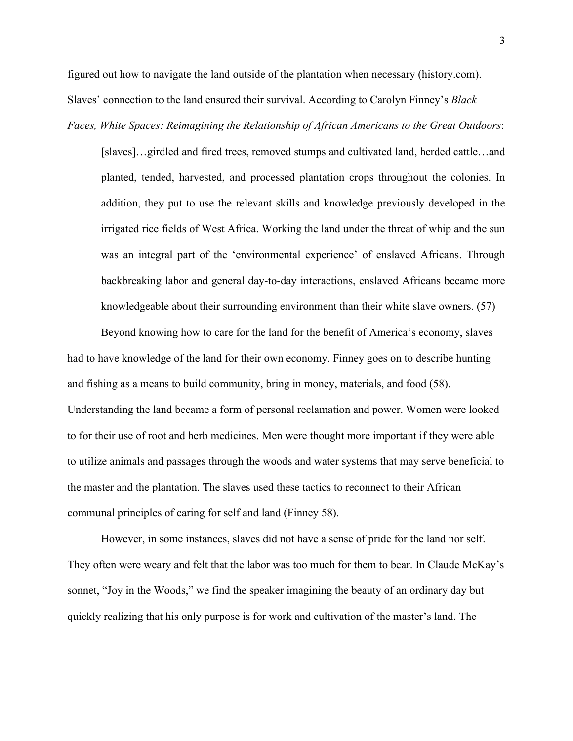figured out how to navigate the land outside of the plantation when necessary (history.com). Slaves' connection to the land ensured their survival. According to Carolyn Finney's *Black Faces, White Spaces: Reimagining the Relationship of African Americans to the Great Outdoors*:

> [slaves]…girdled and fired trees, removed stumps and cultivated land, herded cattle…and planted, tended, harvested, and processed plantation crops throughout the colonies. In addition, they put to use the relevant skills and knowledge previously developed in the irrigated rice fields of West Africa. Working the land under the threat of whip and the sun was an integral part of the 'environmental experience' of enslaved Africans. Through backbreaking labor and general day-to-day interactions, enslaved Africans became more knowledgeable about their surrounding environment than their white slave owners. (57)

Beyond knowing how to care for the land for the benefit of America's economy, slaves had to have knowledge of the land for their own economy. Finney goes on to describe hunting and fishing as a means to build community, bring in money, materials, and food (58). Understanding the land became a form of personal reclamation and power. Women were looked to for their use of root and herb medicines. Men were thought more important if they were able to utilize animals and passages through the woods and water systems that may serve beneficial to the master and the plantation. The slaves used these tactics to reconnect to their African communal principles of caring for self and land (Finney 58).

However, in some instances, slaves did not have a sense of pride for the land nor self. They often were weary and felt that the labor was too much for them to bear. In Claude McKay's sonnet, "Joy in the Woods," we find the speaker imagining the beauty of an ordinary day but quickly realizing that his only purpose is for work and cultivation of the master's land. The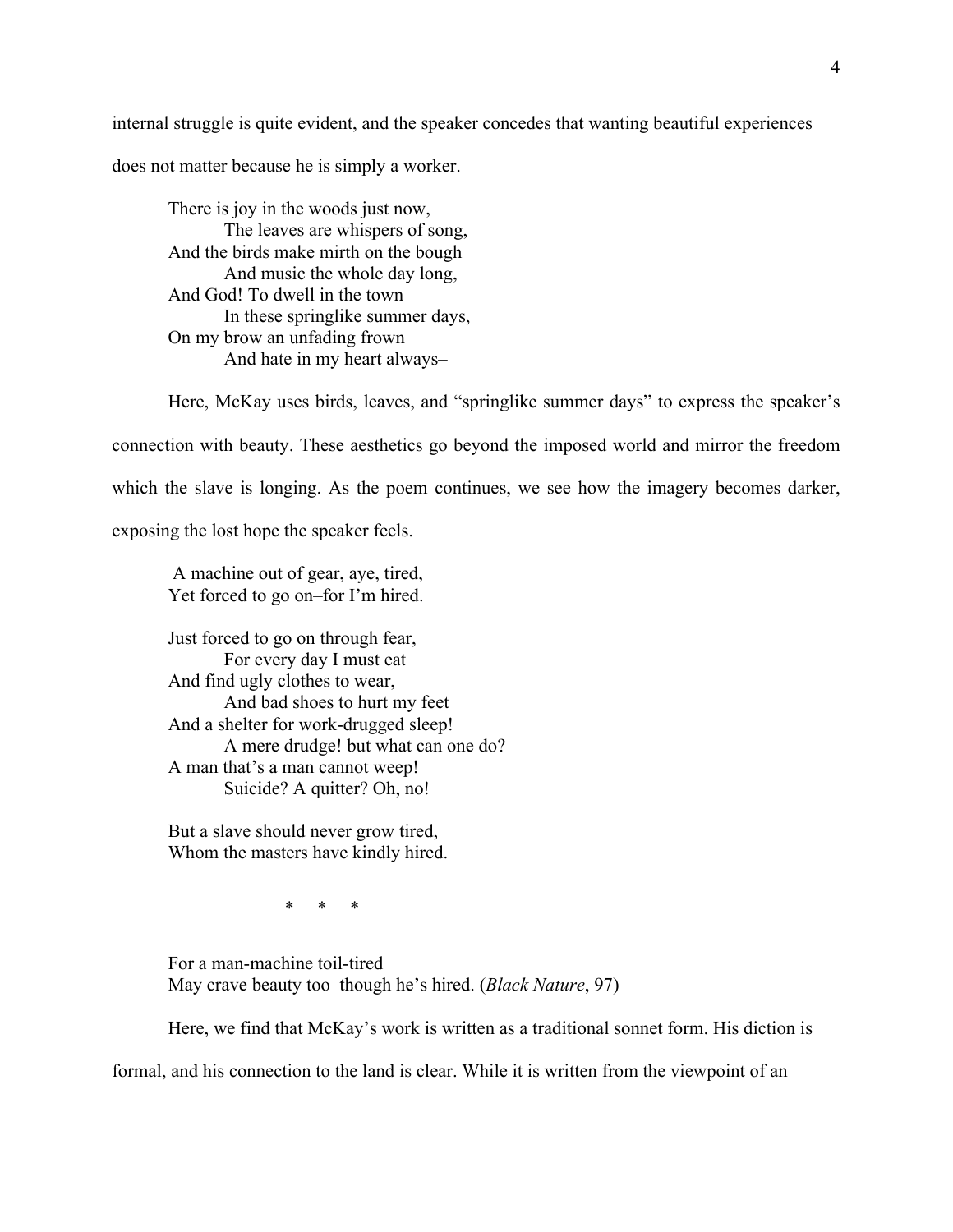internal struggle is quite evident, and the speaker concedes that wanting beautiful experiences does not matter because he is simply a worker.

> There is joy in the woods just now,
> The leaves are whispers of song,
> And the birds make mirth on the bough
> And music the whole day long,
> And God! To dwell in the town
> In these springlike summer days,
> On my brow an unfading frown
> And hate in my heart always–

Here, McKay uses birds, leaves, and "springlike summer days" to express the speaker's connection with beauty. These aesthetics go beyond the imposed world and mirror the freedom which the slave is longing. As the poem continues, we see how the imagery becomes darker, exposing the lost hope the speaker feels.

> A machine out of gear, aye, tired,
> Yet forced to go on–for I'm hired.
>
> Just forced to go on through fear,
> For every day I must eat
> And find ugly clothes to wear,
> And bad shoes to hurt my feet
> And a shelter for work-drugged sleep!
> A mere drudge! but what can one do?
> A man that's a man cannot weep!
> Suicide? A quitter? Oh, no!
>
> But a slave should never grow tired,
> Whom the masters have kindly hired.
>
> \* \* \*
>
> For a man-machine toil-tired
> May crave beauty too–though he's hired. (*Black Nature*, 97)

Here, we find that McKay's work is written as a traditional sonnet form. His diction is formal, and his connection to the land is clear. While it is written from the viewpoint of an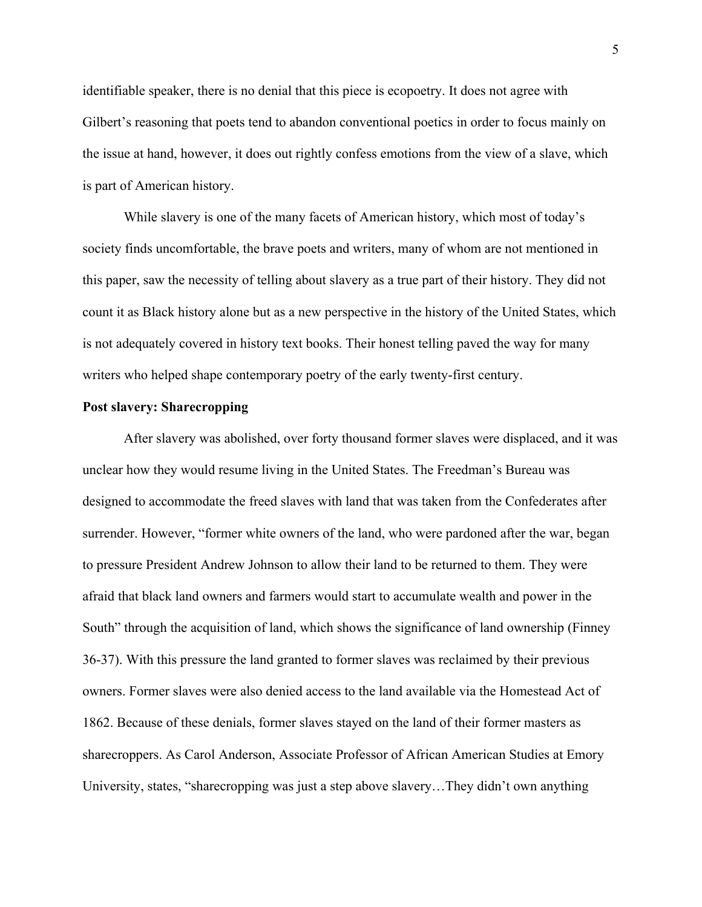identifiable speaker, there is no denial that this piece is ecopoetry. It does not agree with Gilbert's reasoning that poets tend to abandon conventional poetics in order to focus mainly on the issue at hand, however, it does out rightly confess emotions from the view of a slave, which is part of American history.

While slavery is one of the many facets of American history, which most of today's society finds uncomfortable, the brave poets and writers, many of whom are not mentioned in this paper, saw the necessity of telling about slavery as a true part of their history. They did not count it as Black history alone but as a new perspective in the history of the United States, which is not adequately covered in history text books. Their honest telling paved the way for many writers who helped shape contemporary poetry of the early twenty-first century.

**Post slavery: Sharecropping**

After slavery was abolished, over forty thousand former slaves were displaced, and it was unclear how they would resume living in the United States. The Freedman's Bureau was designed to accommodate the freed slaves with land that was taken from the Confederates after surrender. However, "former white owners of the land, who were pardoned after the war, began to pressure President Andrew Johnson to allow their land to be returned to them. They were afraid that black land owners and farmers would start to accumulate wealth and power in the South" through the acquisition of land, which shows the significance of land ownership (Finney 36-37). With this pressure the land granted to former slaves was reclaimed by their previous owners. Former slaves were also denied access to the land available via the Homestead Act of 1862. Because of these denials, former slaves stayed on the land of their former masters as sharecroppers. As Carol Anderson, Associate Professor of African American Studies at Emory University, states, "sharecropping was just a step above slavery…They didn't own anything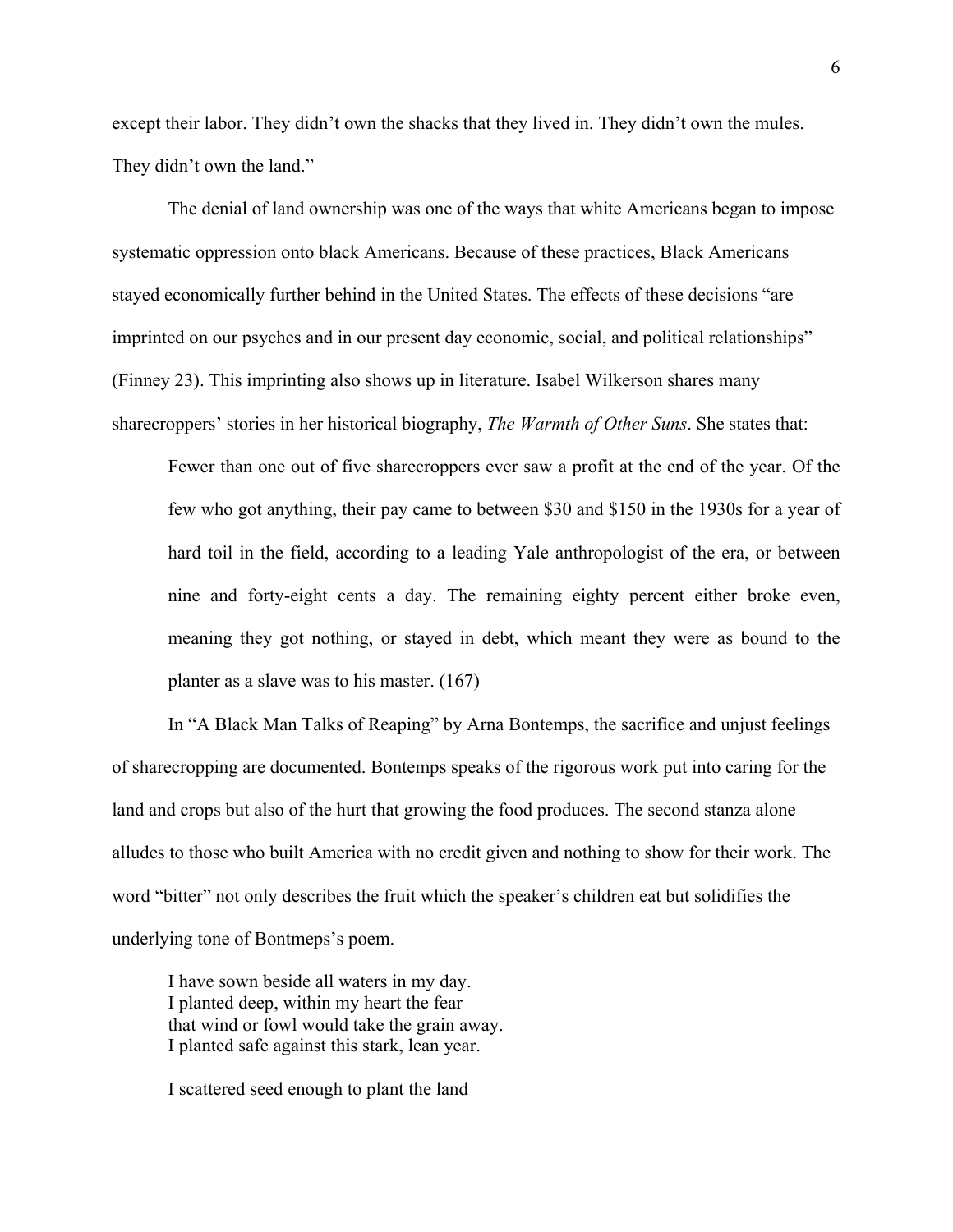except their labor. They didn't own the shacks that they lived in. They didn't own the mules. They didn't own the land."

The denial of land ownership was one of the ways that white Americans began to impose systematic oppression onto black Americans. Because of these practices, Black Americans stayed economically further behind in the United States. The effects of these decisions "are imprinted on our psyches and in our present day economic, social, and political relationships" (Finney 23). This imprinting also shows up in literature. Isabel Wilkerson shares many sharecroppers' stories in her historical biography, *The Warmth of Other Suns*. She states that:

> Fewer than one out of five sharecroppers ever saw a profit at the end of the year. Of the few who got anything, their pay came to between $30 and $150 in the 1930s for a year of hard toil in the field, according to a leading Yale anthropologist of the era, or between nine and forty-eight cents a day. The remaining eighty percent either broke even, meaning they got nothing, or stayed in debt, which meant they were as bound to the planter as a slave was to his master. (167)

In "A Black Man Talks of Reaping" by Arna Bontemps, the sacrifice and unjust feelings of sharecropping are documented. Bontemps speaks of the rigorous work put into caring for the land and crops but also of the hurt that growing the food produces. The second stanza alone alludes to those who built America with no credit given and nothing to show for their work. The word "bitter" not only describes the fruit which the speaker's children eat but solidifies the underlying tone of Bontmeps's poem.

> I have sown beside all waters in my day.
> I planted deep, within my heart the fear
> that wind or fowl would take the grain away.
> I planted safe against this stark, lean year.
>
> I scattered seed enough to plant the land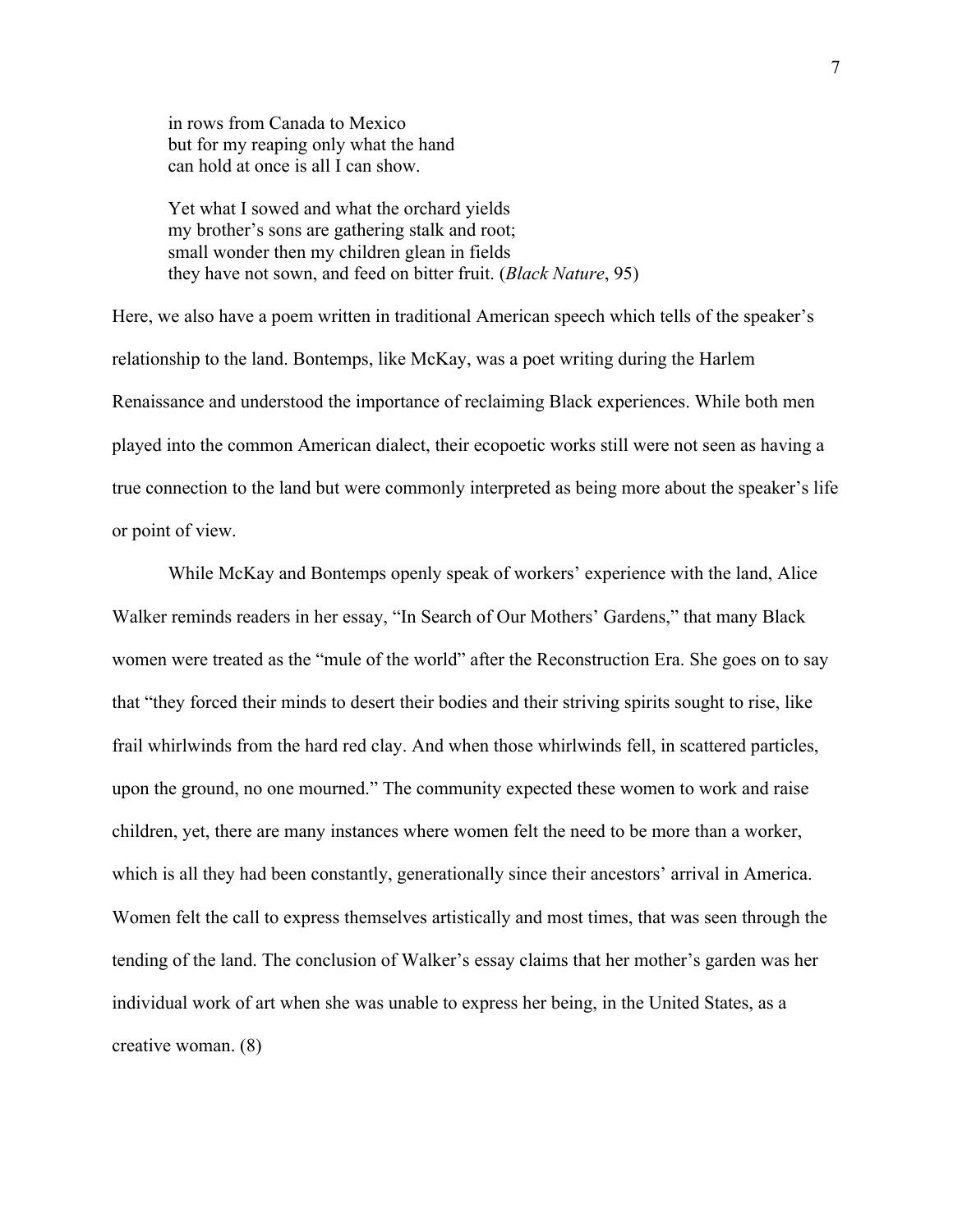in rows from Canada to Mexico  
but for my reaping only what the hand  
can hold at once is all I can show.

Yet what I sowed and what the orchard yields  
my brother's sons are gathering stalk and root;  
small wonder then my children glean in fields  
they have not sown, and feed on bitter fruit. (*Black Nature*, 95)

Here, we also have a poem written in traditional American speech which tells of the speaker's relationship to the land. Bontemps, like McKay, was a poet writing during the Harlem Renaissance and understood the importance of reclaiming Black experiences. While both men played into the common American dialect, their ecopoetic works still were not seen as having a true connection to the land but were commonly interpreted as being more about the speaker's life or point of view.

While McKay and Bontemps openly speak of workers' experience with the land, Alice Walker reminds readers in her essay, "In Search of Our Mothers' Gardens," that many Black women were treated as the "mule of the world" after the Reconstruction Era. She goes on to say that "they forced their minds to desert their bodies and their striving spirits sought to rise, like frail whirlwinds from the hard red clay. And when those whirlwinds fell, in scattered particles, upon the ground, no one mourned." The community expected these women to work and raise children, yet, there are many instances where women felt the need to be more than a worker, which is all they had been constantly, generationally since their ancestors' arrival in America. Women felt the call to express themselves artistically and most times, that was seen through the tending of the land. The conclusion of Walker's essay claims that her mother's garden was her individual work of art when she was unable to express her being, in the United States, as a creative woman. (8)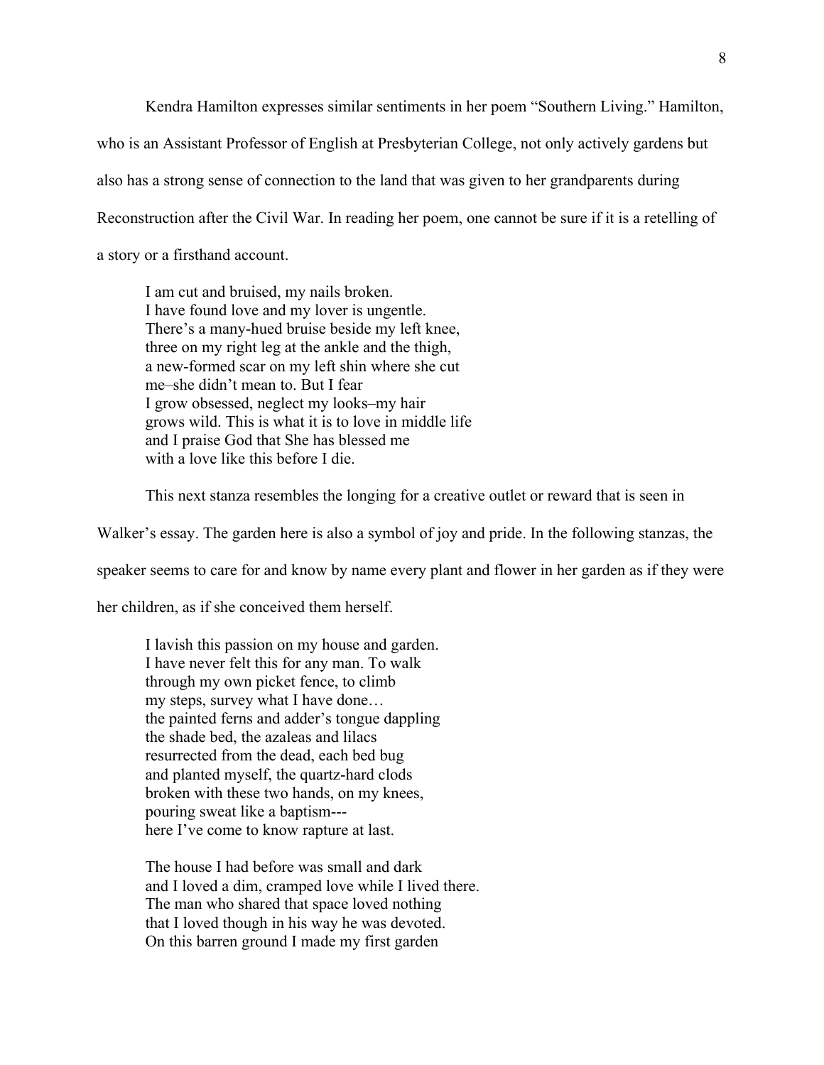Kendra Hamilton expresses similar sentiments in her poem "Southern Living." Hamilton, who is an Assistant Professor of English at Presbyterian College, not only actively gardens but also has a strong sense of connection to the land that was given to her grandparents during Reconstruction after the Civil War. In reading her poem, one cannot be sure if it is a retelling of a story or a firsthand account.

> I am cut and bruised, my nails broken.  
> I have found love and my lover is ungentle.  
> There's a many-hued bruise beside my left knee,  
> three on my right leg at the ankle and the thigh,  
> a new-formed scar on my left shin where she cut  
> me–she didn't mean to. But I fear  
> I grow obsessed, neglect my looks–my hair  
> grows wild. This is what it is to love in middle life  
> and I praise God that She has blessed me  
> with a love like this before I die.

This next stanza resembles the longing for a creative outlet or reward that is seen in Walker's essay. The garden here is also a symbol of joy and pride. In the following stanzas, the speaker seems to care for and know by name every plant and flower in her garden as if they were her children, as if she conceived them herself.

> I lavish this passion on my house and garden.  
> I have never felt this for any man. To walk  
> through my own picket fence, to climb  
> my steps, survey what I have done…  
> the painted ferns and adder's tongue dappling  
> the shade bed, the azaleas and lilacs  
> resurrected from the dead, each bed bug  
> and planted myself, the quartz-hard clods  
> broken with these two hands, on my knees,  
> pouring sweat like a baptism---  
> here I've come to know rapture at last.

> The house I had before was small and dark  
> and I loved a dim, cramped love while I lived there.  
> The man who shared that space loved nothing  
> that I loved though in his way he was devoted.  
> On this barren ground I made my first garden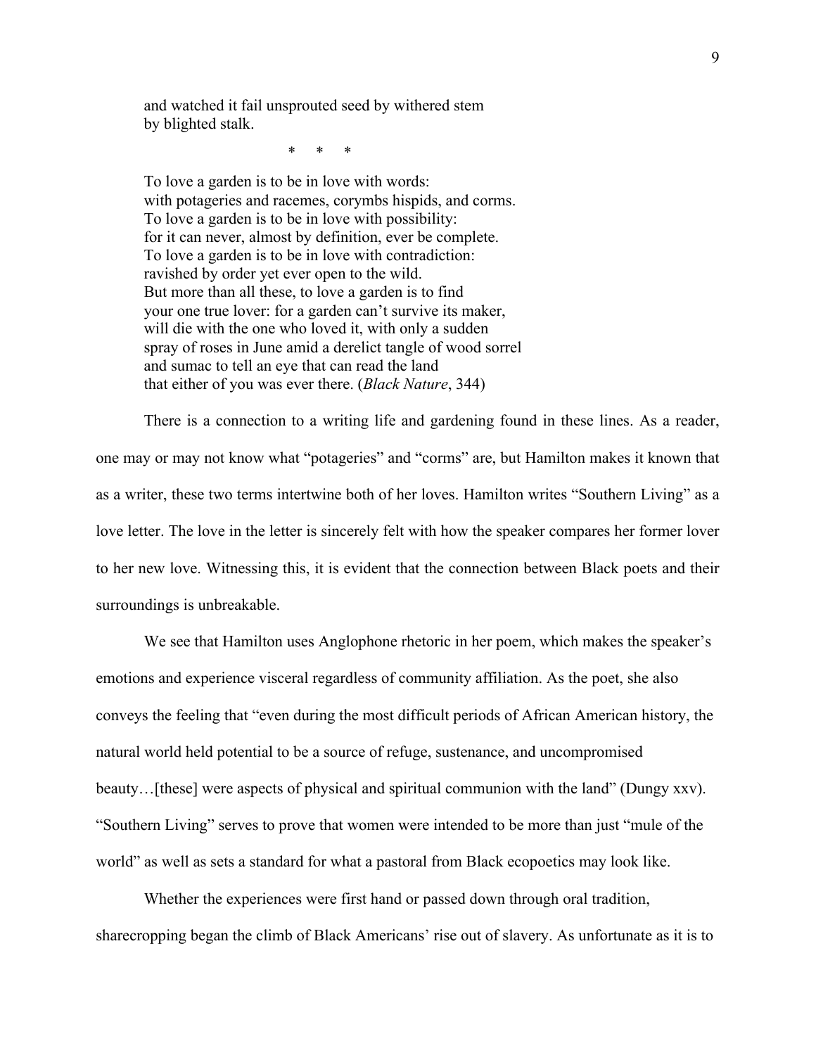and watched it fail unsprouted seed by withered stem
by blighted stalk.

\* \* \*

To love a garden is to be in love with words:
with potageries and racemes, corymbs hispids, and corms.
To love a garden is to be in love with possibility:
for it can never, almost by definition, ever be complete.
To love a garden is to be in love with contradiction:
ravished by order yet ever open to the wild.
But more than all these, to love a garden is to find
your one true lover: for a garden can't survive its maker,
will die with the one who loved it, with only a sudden
spray of roses in June amid a derelict tangle of wood sorrel
and sumac to tell an eye that can read the land
that either of you was ever there. (*Black Nature*, 344)

There is a connection to a writing life and gardening found in these lines. As a reader, one may or may not know what "potageries" and "corms" are, but Hamilton makes it known that as a writer, these two terms intertwine both of her loves. Hamilton writes "Southern Living" as a love letter. The love in the letter is sincerely felt with how the speaker compares her former lover to her new love. Witnessing this, it is evident that the connection between Black poets and their surroundings is unbreakable.

We see that Hamilton uses Anglophone rhetoric in her poem, which makes the speaker's emotions and experience visceral regardless of community affiliation. As the poet, she also conveys the feeling that "even during the most difficult periods of African American history, the natural world held potential to be a source of refuge, sustenance, and uncompromised beauty…[these] were aspects of physical and spiritual communion with the land" (Dungy xxv). "Southern Living" serves to prove that women were intended to be more than just "mule of the world" as well as sets a standard for what a pastoral from Black ecopoetics may look like.

Whether the experiences were first hand or passed down through oral tradition, sharecropping began the climb of Black Americans' rise out of slavery. As unfortunate as it is to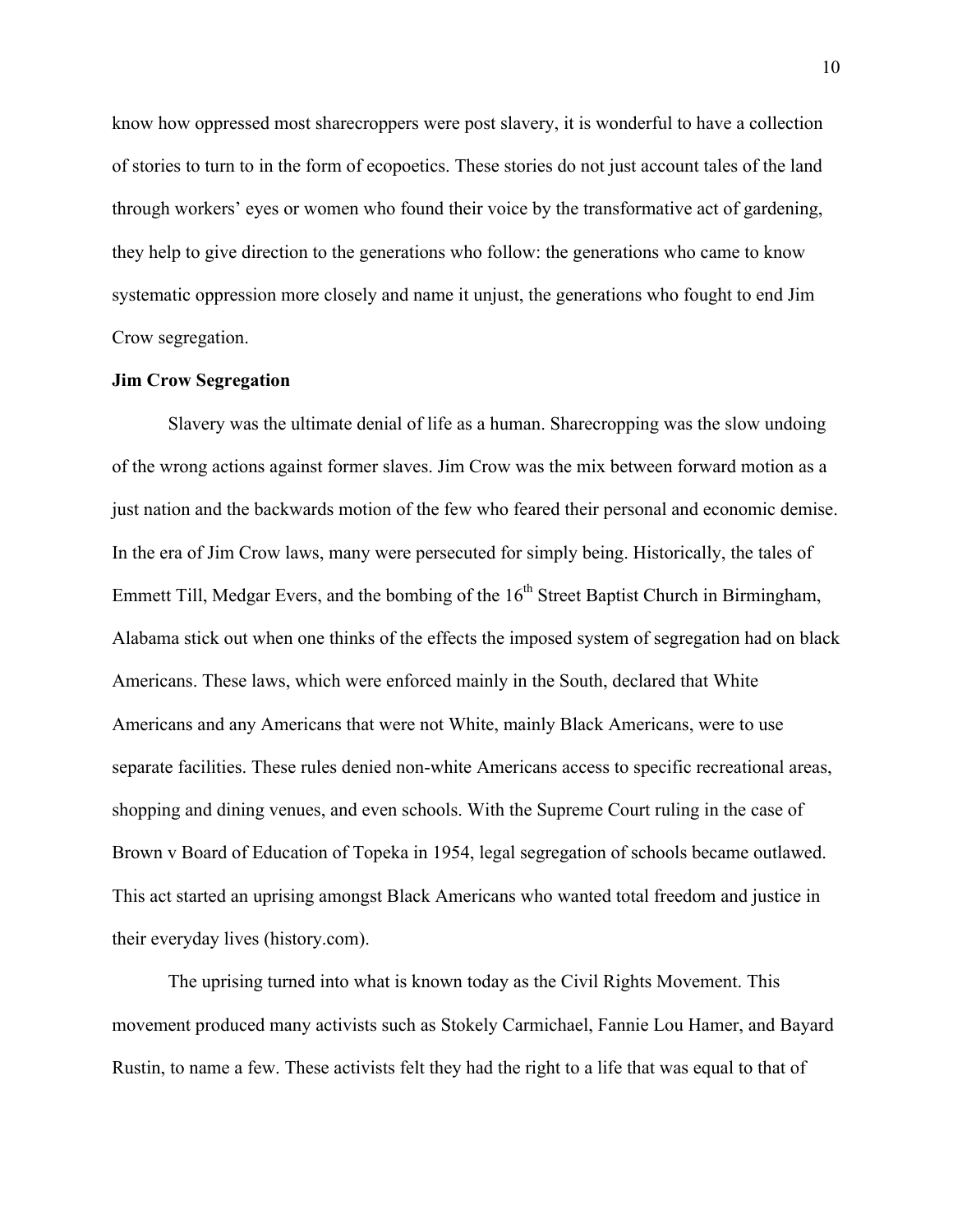know how oppressed most sharecroppers were post slavery, it is wonderful to have a collection of stories to turn to in the form of ecopoetics. These stories do not just account tales of the land through workers' eyes or women who found their voice by the transformative act of gardening, they help to give direction to the generations who follow: the generations who came to know systematic oppression more closely and name it unjust, the generations who fought to end Jim Crow segregation.

**Jim Crow Segregation**

Slavery was the ultimate denial of life as a human. Sharecropping was the slow undoing of the wrong actions against former slaves. Jim Crow was the mix between forward motion as a just nation and the backwards motion of the few who feared their personal and economic demise. In the era of Jim Crow laws, many were persecuted for simply being. Historically, the tales of Emmett Till, Medgar Evers, and the bombing of the 16th Street Baptist Church in Birmingham, Alabama stick out when one thinks of the effects the imposed system of segregation had on black Americans. These laws, which were enforced mainly in the South, declared that White Americans and any Americans that were not White, mainly Black Americans, were to use separate facilities. These rules denied non-white Americans access to specific recreational areas, shopping and dining venues, and even schools. With the Supreme Court ruling in the case of Brown v Board of Education of Topeka in 1954, legal segregation of schools became outlawed. This act started an uprising amongst Black Americans who wanted total freedom and justice in their everyday lives (history.com).

The uprising turned into what is known today as the Civil Rights Movement. This movement produced many activists such as Stokely Carmichael, Fannie Lou Hamer, and Bayard Rustin, to name a few. These activists felt they had the right to a life that was equal to that of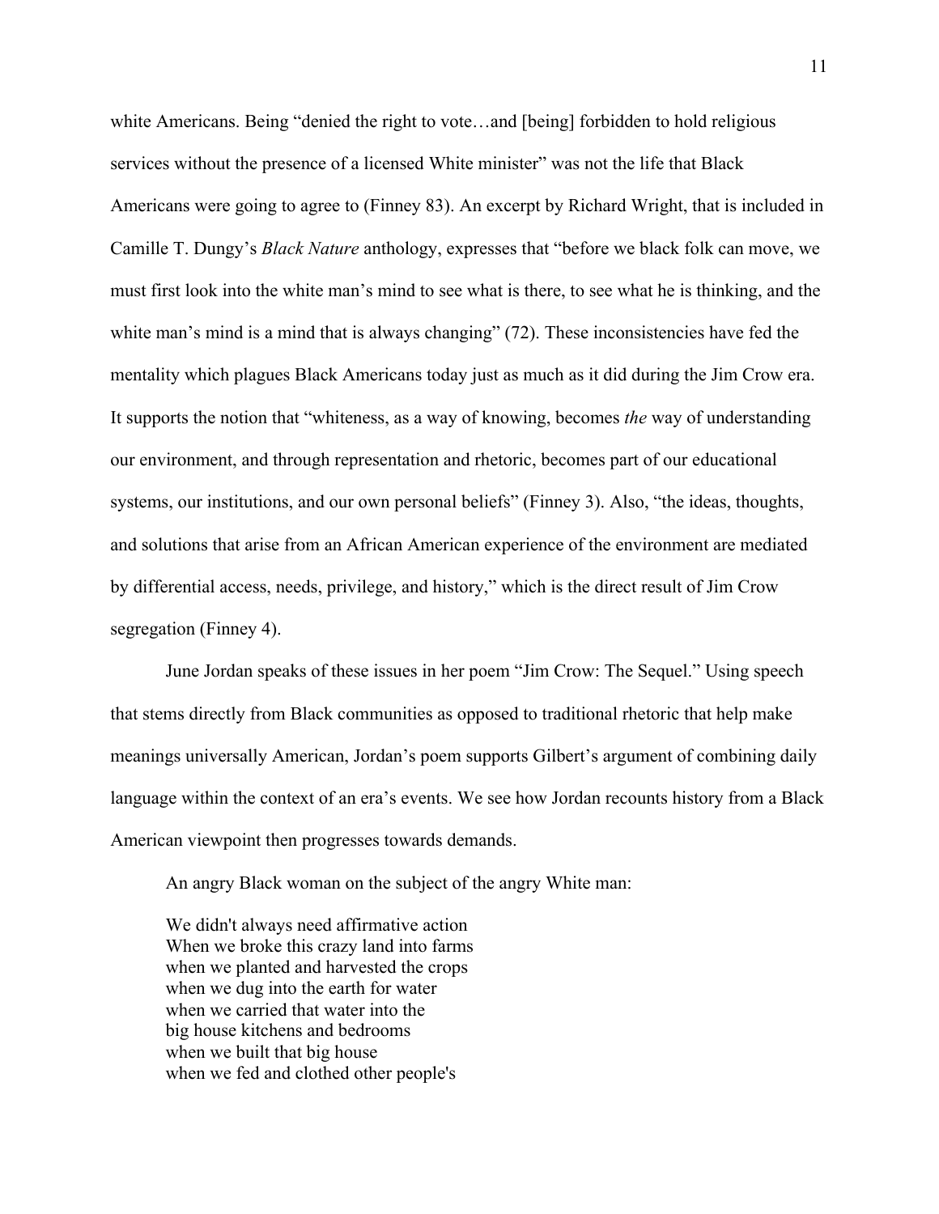white Americans. Being "denied the right to vote…and [being] forbidden to hold religious services without the presence of a licensed White minister" was not the life that Black Americans were going to agree to (Finney 83). An excerpt by Richard Wright, that is included in Camille T. Dungy's *Black Nature* anthology, expresses that "before we black folk can move, we must first look into the white man's mind to see what is there, to see what he is thinking, and the white man's mind is a mind that is always changing" (72). These inconsistencies have fed the mentality which plagues Black Americans today just as much as it did during the Jim Crow era. It supports the notion that "whiteness, as a way of knowing, becomes *the* way of understanding our environment, and through representation and rhetoric, becomes part of our educational systems, our institutions, and our own personal beliefs" (Finney 3). Also, "the ideas, thoughts, and solutions that arise from an African American experience of the environment are mediated by differential access, needs, privilege, and history," which is the direct result of Jim Crow segregation (Finney 4).

June Jordan speaks of these issues in her poem "Jim Crow: The Sequel." Using speech that stems directly from Black communities as opposed to traditional rhetoric that help make meanings universally American, Jordan's poem supports Gilbert's argument of combining daily language within the context of an era's events. We see how Jordan recounts history from a Black American viewpoint then progresses towards demands.

> An angry Black woman on the subject of the angry White man:
>
> We didn't always need affirmative action  
> When we broke this crazy land into farms  
> when we planted and harvested the crops  
> when we dug into the earth for water  
> when we carried that water into the  
> big house kitchens and bedrooms  
> when we built that big house  
> when we fed and clothed other people's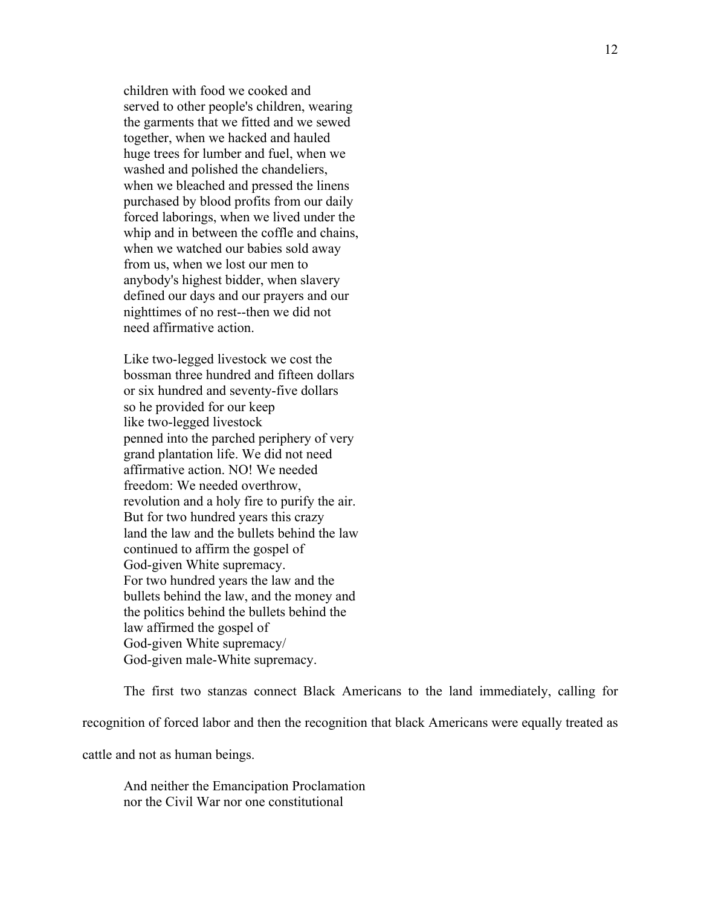children with food we cooked and
served to other people's children, wearing
the garments that we fitted and we sewed
together, when we hacked and hauled
huge trees for lumber and fuel, when we
washed and polished the chandeliers,
when we bleached and pressed the linens
purchased by blood profits from our daily
forced laborings, when we lived under the
whip and in between the coffle and chains,
when we watched our babies sold away
from us, when we lost our men to
anybody's highest bidder, when slavery
defined our days and our prayers and our
nighttimes of no rest--then we did not
need affirmative action.

Like two-legged livestock we cost the
bossman three hundred and fifteen dollars
or six hundred and seventy-five dollars
so he provided for our keep
like two-legged livestock
penned into the parched periphery of very
grand plantation life. We did not need
affirmative action. NO! We needed
freedom: We needed overthrow,
revolution and a holy fire to purify the air.
But for two hundred years this crazy
land the law and the bullets behind the law
continued to affirm the gospel of
God-given White supremacy.
For two hundred years the law and the
bullets behind the law, and the money and
the politics behind the bullets behind the
law affirmed the gospel of
God-given White supremacy/
God-given male-White supremacy.

The first two stanzas connect Black Americans to the land immediately, calling for recognition of forced labor and then the recognition that black Americans were equally treated as cattle and not as human beings.

And neither the Emancipation Proclamation
nor the Civil War nor one constitutional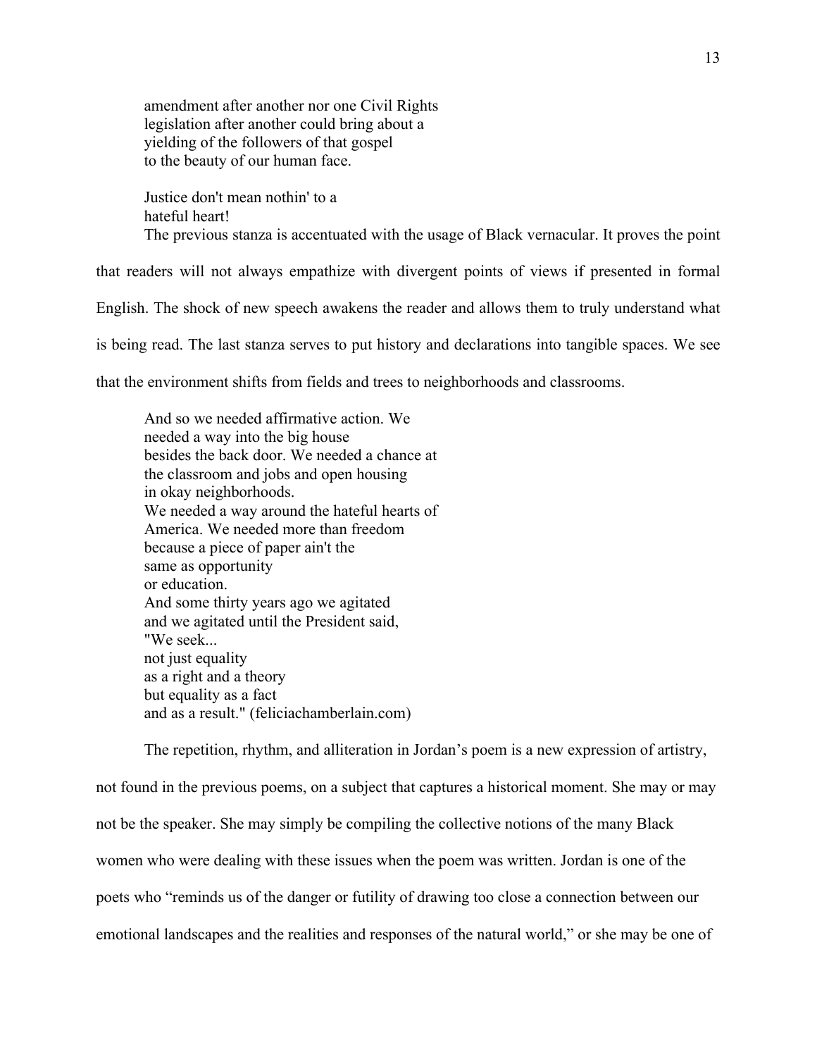amendment after another nor one Civil Rights
legislation after another could bring about a
yielding of the followers of that gospel
to the beauty of our human face.

Justice don't mean nothin' to a
hateful heart!

The previous stanza is accentuated with the usage of Black vernacular. It proves the point that readers will not always empathize with divergent points of views if presented in formal English. The shock of new speech awakens the reader and allows them to truly understand what is being read. The last stanza serves to put history and declarations into tangible spaces. We see that the environment shifts from fields and trees to neighborhoods and classrooms.

And so we needed affirmative action. We
needed a way into the big house
besides the back door. We needed a chance at
the classroom and jobs and open housing
in okay neighborhoods.
We needed a way around the hateful hearts of
America. We needed more than freedom
because a piece of paper ain't the
same as opportunity
or education.
And some thirty years ago we agitated
and we agitated until the President said,
"We seek...
not just equality
as a right and a theory
but equality as a fact
and as a result." (feliciachamberlain.com)

The repetition, rhythm, and alliteration in Jordan's poem is a new expression of artistry, not found in the previous poems, on a subject that captures a historical moment. She may or may not be the speaker. She may simply be compiling the collective notions of the many Black women who were dealing with these issues when the poem was written. Jordan is one of the poets who "reminds us of the danger or futility of drawing too close a connection between our emotional landscapes and the realities and responses of the natural world," or she may be one of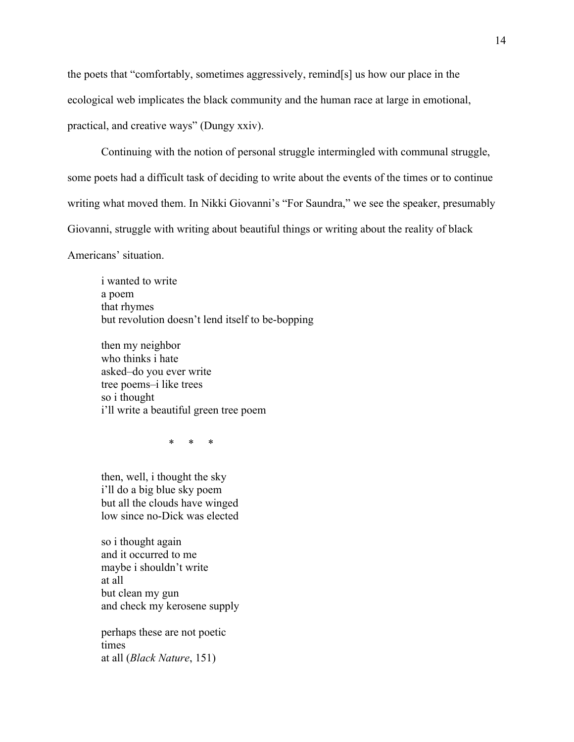the poets that "comfortably, sometimes aggressively, remind[s] us how our place in the ecological web implicates the black community and the human race at large in emotional, practical, and creative ways" (Dungy xxiv).

Continuing with the notion of personal struggle intermingled with communal struggle, some poets had a difficult task of deciding to write about the events of the times or to continue writing what moved them. In Nikki Giovanni's "For Saundra," we see the speaker, presumably Giovanni, struggle with writing about beautiful things or writing about the reality of black Americans' situation.

> i wanted to write  
> a poem  
> that rhymes  
> but revolution doesn't lend itself to be-bopping
>
> then my neighbor  
> who thinks i hate  
> asked–do you ever write  
> tree poems–i like trees  
> so i thought  
> i'll write a beautiful green tree poem
>
> \* \* \*
>
> then, well, i thought the sky  
> i'll do a big blue sky poem  
> but all the clouds have winged  
> low since no-Dick was elected
>
> so i thought again  
> and it occurred to me  
> maybe i shouldn't write  
> at all  
> but clean my gun  
> and check my kerosene supply
>
> perhaps these are not poetic  
> times  
> at all (*Black Nature*, 151)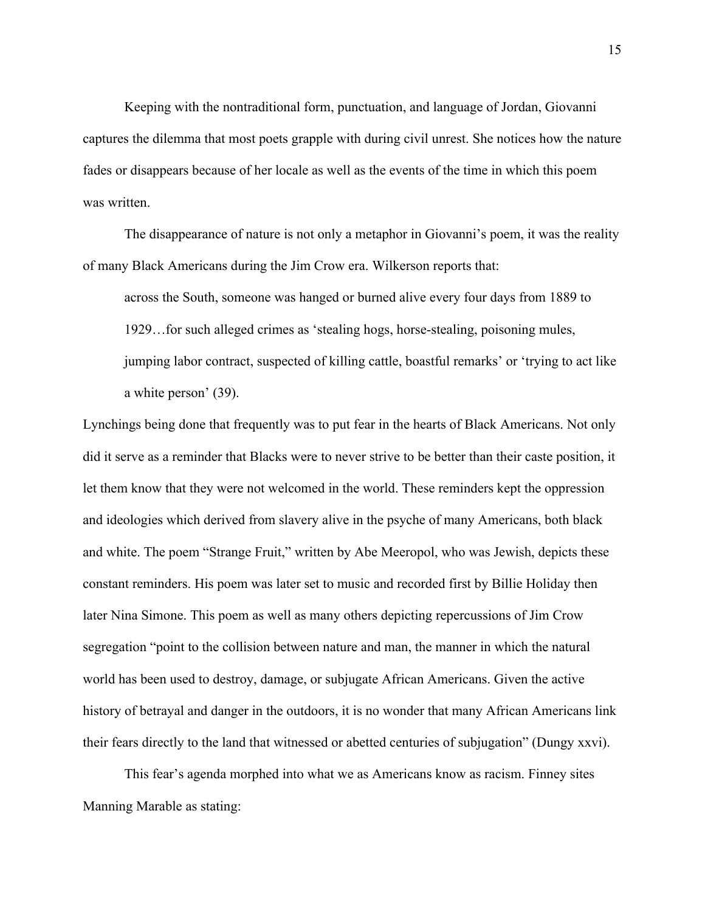Keeping with the nontraditional form, punctuation, and language of Jordan, Giovanni captures the dilemma that most poets grapple with during civil unrest. She notices how the nature fades or disappears because of her locale as well as the events of the time in which this poem was written.

The disappearance of nature is not only a metaphor in Giovanni's poem, it was the reality of many Black Americans during the Jim Crow era. Wilkerson reports that:

> across the South, someone was hanged or burned alive every four days from 1889 to 1929…for such alleged crimes as 'stealing hogs, horse-stealing, poisoning mules, jumping labor contract, suspected of killing cattle, boastful remarks' or 'trying to act like a white person' (39).

Lynchings being done that frequently was to put fear in the hearts of Black Americans. Not only did it serve as a reminder that Blacks were to never strive to be better than their caste position, it let them know that they were not welcomed in the world. These reminders kept the oppression and ideologies which derived from slavery alive in the psyche of many Americans, both black and white. The poem "Strange Fruit," written by Abe Meeropol, who was Jewish, depicts these constant reminders. His poem was later set to music and recorded first by Billie Holiday then later Nina Simone. This poem as well as many others depicting repercussions of Jim Crow segregation "point to the collision between nature and man, the manner in which the natural world has been used to destroy, damage, or subjugate African Americans. Given the active history of betrayal and danger in the outdoors, it is no wonder that many African Americans link their fears directly to the land that witnessed or abetted centuries of subjugation" (Dungy xxvi).

This fear's agenda morphed into what we as Americans know as racism. Finney sites Manning Marable as stating: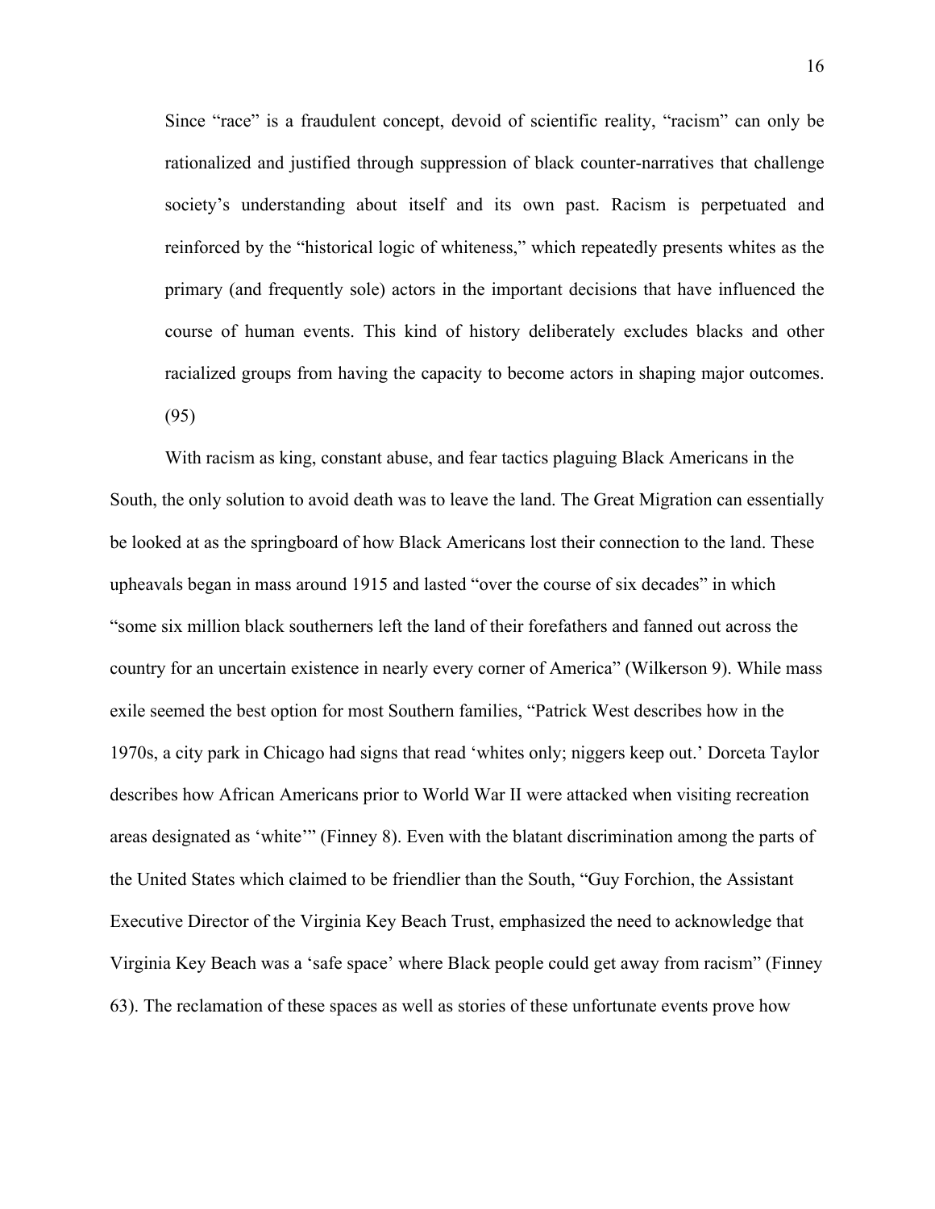> Since "race" is a fraudulent concept, devoid of scientific reality, "racism" can only be rationalized and justified through suppression of black counter-narratives that challenge society's understanding about itself and its own past. Racism is perpetuated and reinforced by the "historical logic of whiteness," which repeatedly presents whites as the primary (and frequently sole) actors in the important decisions that have influenced the course of human events. This kind of history deliberately excludes blacks and other racialized groups from having the capacity to become actors in shaping major outcomes. (95)

With racism as king, constant abuse, and fear tactics plaguing Black Americans in the South, the only solution to avoid death was to leave the land. The Great Migration can essentially be looked at as the springboard of how Black Americans lost their connection to the land. These upheavals began in mass around 1915 and lasted "over the course of six decades" in which "some six million black southerners left the land of their forefathers and fanned out across the country for an uncertain existence in nearly every corner of America" (Wilkerson 9). While mass exile seemed the best option for most Southern families, "Patrick West describes how in the 1970s, a city park in Chicago had signs that read 'whites only; niggers keep out.' Dorceta Taylor describes how African Americans prior to World War II were attacked when visiting recreation areas designated as 'white'" (Finney 8). Even with the blatant discrimination among the parts of the United States which claimed to be friendlier than the South, "Guy Forchion, the Assistant Executive Director of the Virginia Key Beach Trust, emphasized the need to acknowledge that Virginia Key Beach was a 'safe space' where Black people could get away from racism" (Finney 63). The reclamation of these spaces as well as stories of these unfortunate events prove how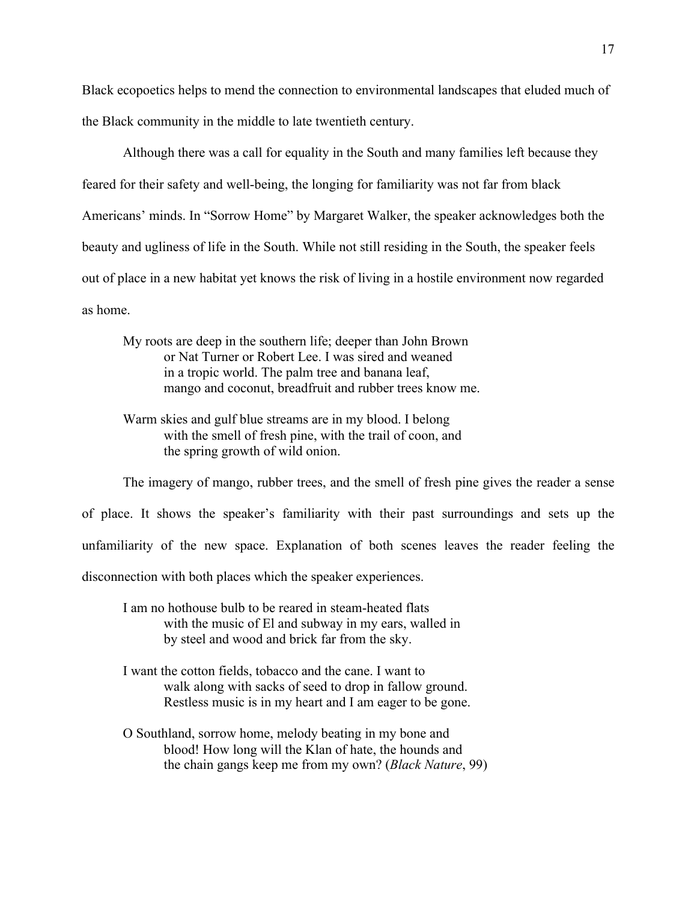Black ecopoetics helps to mend the connection to environmental landscapes that eluded much of the Black community in the middle to late twentieth century.

Although there was a call for equality in the South and many families left because they feared for their safety and well-being, the longing for familiarity was not far from black Americans' minds. In "Sorrow Home" by Margaret Walker, the speaker acknowledges both the beauty and ugliness of life in the South. While not still residing in the South, the speaker feels out of place in a new habitat yet knows the risk of living in a hostile environment now regarded as home.

> My roots are deep in the southern life; deeper than John Brown
> or Nat Turner or Robert Lee. I was sired and weaned
> in a tropic world. The palm tree and banana leaf,
> mango and coconut, breadfruit and rubber trees know me.
>
> Warm skies and gulf blue streams are in my blood. I belong
> with the smell of fresh pine, with the trail of coon, and
> the spring growth of wild onion.

The imagery of mango, rubber trees, and the smell of fresh pine gives the reader a sense of place. It shows the speaker's familiarity with their past surroundings and sets up the unfamiliarity of the new space. Explanation of both scenes leaves the reader feeling the disconnection with both places which the speaker experiences.

> I am no hothouse bulb to be reared in steam-heated flats
> with the music of El and subway in my ears, walled in
> by steel and wood and brick far from the sky.
>
> I want the cotton fields, tobacco and the cane. I want to
> walk along with sacks of seed to drop in fallow ground.
> Restless music is in my heart and I am eager to be gone.
>
> O Southland, sorrow home, melody beating in my bone and
> blood! How long will the Klan of hate, the hounds and
> the chain gangs keep me from my own? (*Black Nature*, 99)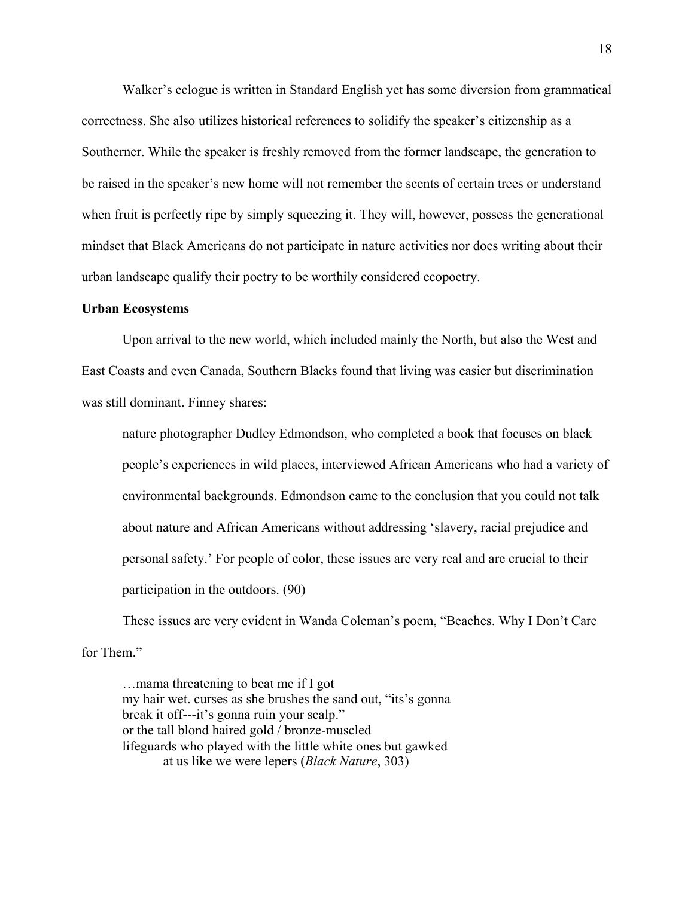Walker's eclogue is written in Standard English yet has some diversion from grammatical correctness. She also utilizes historical references to solidify the speaker's citizenship as a Southerner. While the speaker is freshly removed from the former landscape, the generation to be raised in the speaker's new home will not remember the scents of certain trees or understand when fruit is perfectly ripe by simply squeezing it. They will, however, possess the generational mindset that Black Americans do not participate in nature activities nor does writing about their urban landscape qualify their poetry to be worthily considered ecopoetry.

**Urban Ecosystems**

Upon arrival to the new world, which included mainly the North, but also the West and East Coasts and even Canada, Southern Blacks found that living was easier but discrimination was still dominant. Finney shares:

> nature photographer Dudley Edmondson, who completed a book that focuses on black people's experiences in wild places, interviewed African Americans who had a variety of environmental backgrounds. Edmondson came to the conclusion that you could not talk about nature and African Americans without addressing 'slavery, racial prejudice and personal safety.' For people of color, these issues are very real and are crucial to their participation in the outdoors. (90)

These issues are very evident in Wanda Coleman's poem, "Beaches. Why I Don't Care for Them."

> …mama threatening to beat me if I got
> my hair wet. curses as she brushes the sand out, "its's gonna
> break it off---it's gonna ruin your scalp."
> or the tall blond haired gold / bronze-muscled
> lifeguards who played with the little white ones but gawked
> at us like we were lepers (*Black Nature*, 303)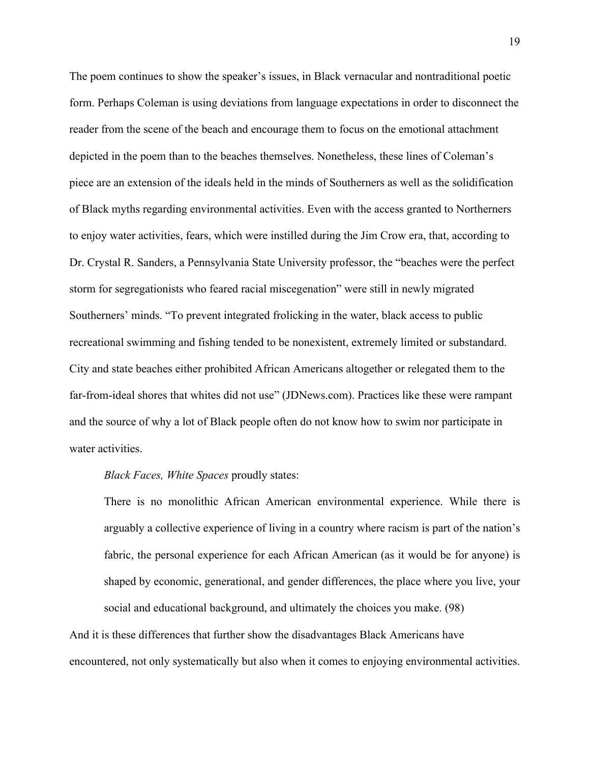The poem continues to show the speaker's issues, in Black vernacular and nontraditional poetic form. Perhaps Coleman is using deviations from language expectations in order to disconnect the reader from the scene of the beach and encourage them to focus on the emotional attachment depicted in the poem than to the beaches themselves. Nonetheless, these lines of Coleman's piece are an extension of the ideals held in the minds of Southerners as well as the solidification of Black myths regarding environmental activities. Even with the access granted to Northerners to enjoy water activities, fears, which were instilled during the Jim Crow era, that, according to Dr. Crystal R. Sanders, a Pennsylvania State University professor, the "beaches were the perfect storm for segregationists who feared racial miscegenation" were still in newly migrated Southerners' minds. "To prevent integrated frolicking in the water, black access to public recreational swimming and fishing tended to be nonexistent, extremely limited or substandard. City and state beaches either prohibited African Americans altogether or relegated them to the far-from-ideal shores that whites did not use" (JDNews.com). Practices like these were rampant and the source of why a lot of Black people often do not know how to swim nor participate in water activities.

*Black Faces, White Spaces* proudly states:

> There is no monolithic African American environmental experience. While there is arguably a collective experience of living in a country where racism is part of the nation's fabric, the personal experience for each African American (as it would be for anyone) is shaped by economic, generational, and gender differences, the place where you live, your social and educational background, and ultimately the choices you make. (98)

And it is these differences that further show the disadvantages Black Americans have encountered, not only systematically but also when it comes to enjoying environmental activities.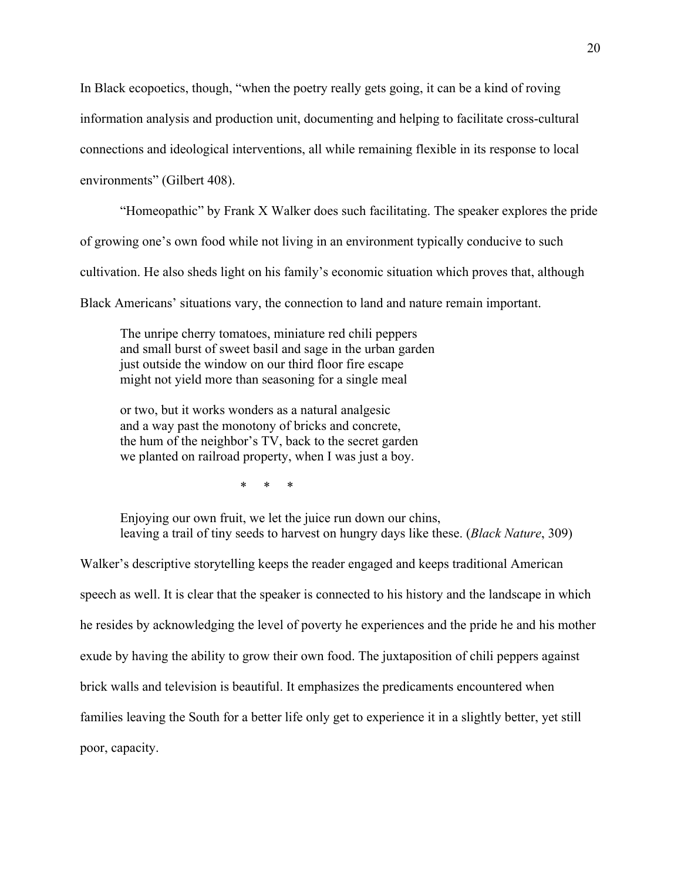In Black ecopoetics, though, "when the poetry really gets going, it can be a kind of roving information analysis and production unit, documenting and helping to facilitate cross-cultural connections and ideological interventions, all while remaining flexible in its response to local environments" (Gilbert 408).

"Homeopathic" by Frank X Walker does such facilitating. The speaker explores the pride of growing one's own food while not living in an environment typically conducive to such cultivation. He also sheds light on his family's economic situation which proves that, although Black Americans' situations vary, the connection to land and nature remain important.

> The unripe cherry tomatoes, miniature red chili peppers
> and small burst of sweet basil and sage in the urban garden
> just outside the window on our third floor fire escape
> might not yield more than seasoning for a single meal
>
> or two, but it works wonders as a natural analgesic
> and a way past the monotony of bricks and concrete,
> the hum of the neighbor's TV, back to the secret garden
> we planted on railroad property, when I was just a boy.
>
> \*     \*     \*
>
> Enjoying our own fruit, we let the juice run down our chins,
> leaving a trail of tiny seeds to harvest on hungry days like these. (*Black Nature*, 309)

Walker's descriptive storytelling keeps the reader engaged and keeps traditional American speech as well. It is clear that the speaker is connected to his history and the landscape in which he resides by acknowledging the level of poverty he experiences and the pride he and his mother exude by having the ability to grow their own food. The juxtaposition of chili peppers against brick walls and television is beautiful. It emphasizes the predicaments encountered when families leaving the South for a better life only get to experience it in a slightly better, yet still poor, capacity.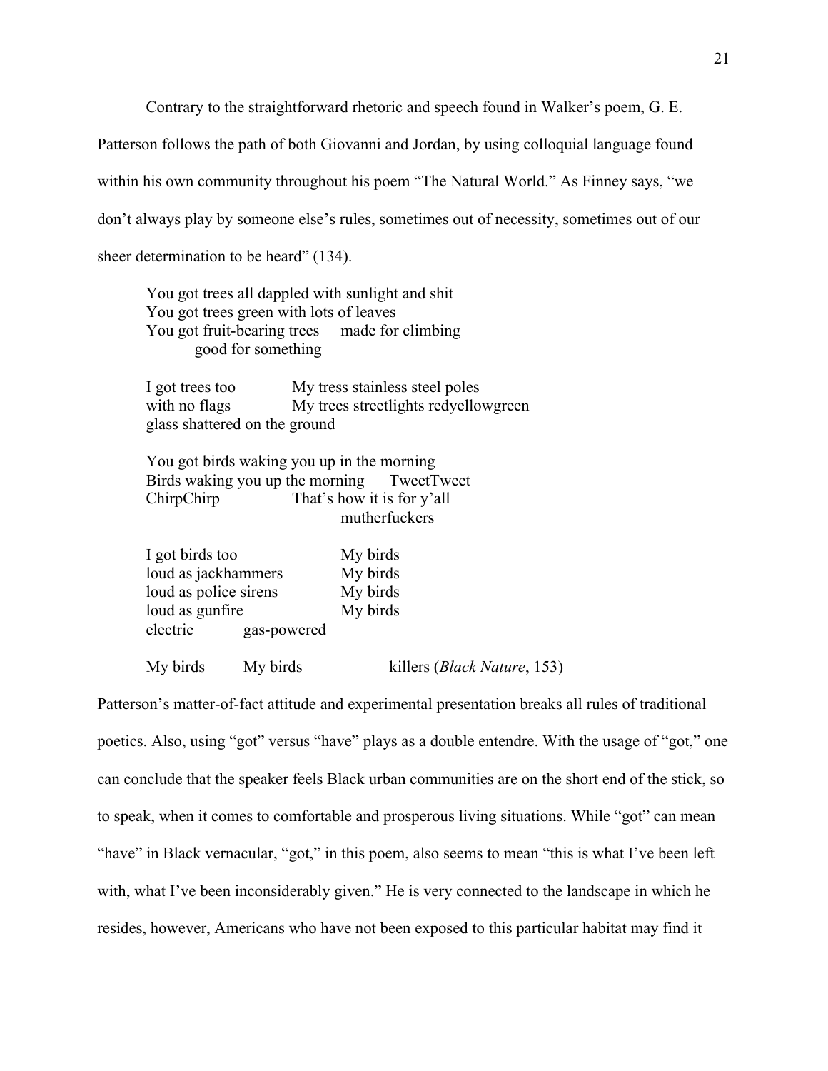Contrary to the straightforward rhetoric and speech found in Walker's poem, G. E. Patterson follows the path of both Giovanni and Jordan, by using colloquial language found within his own community throughout his poem "The Natural World." As Finney says, "we don't always play by someone else's rules, sometimes out of necessity, sometimes out of our sheer determination to be heard" (134).

> You got trees all dappled with sunlight and shit
> You got trees green with lots of leaves
> You got fruit-bearing trees     made for climbing
>         good for something
>
> I got trees too          My tress stainless steel poles
> with no flags          My trees streetlights redyellowgreen
> glass shattered on the ground
>
> You got birds waking you up in the morning
> Birds waking you up the morning     TweetTweet
> ChirpChirp          That's how it is for y'all
>                 mutherfuckers
>
> I got birds too          My birds
> loud as jackhammers          My birds
> loud as police sirens          My birds
> loud as gunfire          My birds
> electric          gas-powered
>
> My birds     My birds          killers (*Black Nature*, 153)

Patterson's matter-of-fact attitude and experimental presentation breaks all rules of traditional poetics. Also, using "got" versus "have" plays as a double entendre. With the usage of "got," one can conclude that the speaker feels Black urban communities are on the short end of the stick, so to speak, when it comes to comfortable and prosperous living situations. While "got" can mean "have" in Black vernacular, "got," in this poem, also seems to mean "this is what I've been left with, what I've been inconsiderably given." He is very connected to the landscape in which he resides, however, Americans who have not been exposed to this particular habitat may find it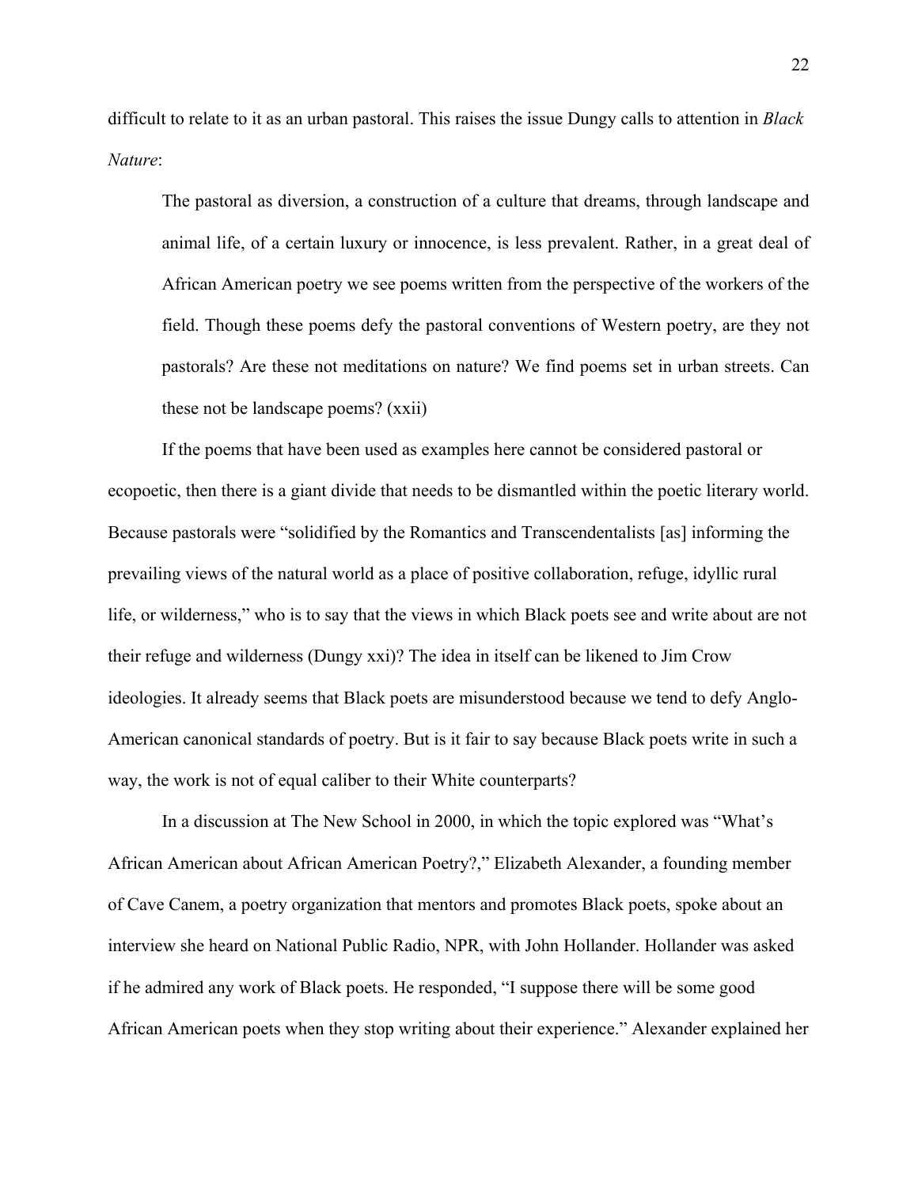difficult to relate to it as an urban pastoral. This raises the issue Dungy calls to attention in *Black Nature*:

> The pastoral as diversion, a construction of a culture that dreams, through landscape and animal life, of a certain luxury or innocence, is less prevalent. Rather, in a great deal of African American poetry we see poems written from the perspective of the workers of the field. Though these poems defy the pastoral conventions of Western poetry, are they not pastorals? Are these not meditations on nature? We find poems set in urban streets. Can these not be landscape poems? (xxii)

If the poems that have been used as examples here cannot be considered pastoral or ecopoetic, then there is a giant divide that needs to be dismantled within the poetic literary world. Because pastorals were "solidified by the Romantics and Transcendentalists [as] informing the prevailing views of the natural world as a place of positive collaboration, refuge, idyllic rural life, or wilderness," who is to say that the views in which Black poets see and write about are not their refuge and wilderness (Dungy xxi)? The idea in itself can be likened to Jim Crow ideologies. It already seems that Black poets are misunderstood because we tend to defy Anglo-American canonical standards of poetry. But is it fair to say because Black poets write in such a way, the work is not of equal caliber to their White counterparts?

In a discussion at The New School in 2000, in which the topic explored was "What's African American about African American Poetry?," Elizabeth Alexander, a founding member of Cave Canem, a poetry organization that mentors and promotes Black poets, spoke about an interview she heard on National Public Radio, NPR, with John Hollander. Hollander was asked if he admired any work of Black poets. He responded, "I suppose there will be some good African American poets when they stop writing about their experience." Alexander explained her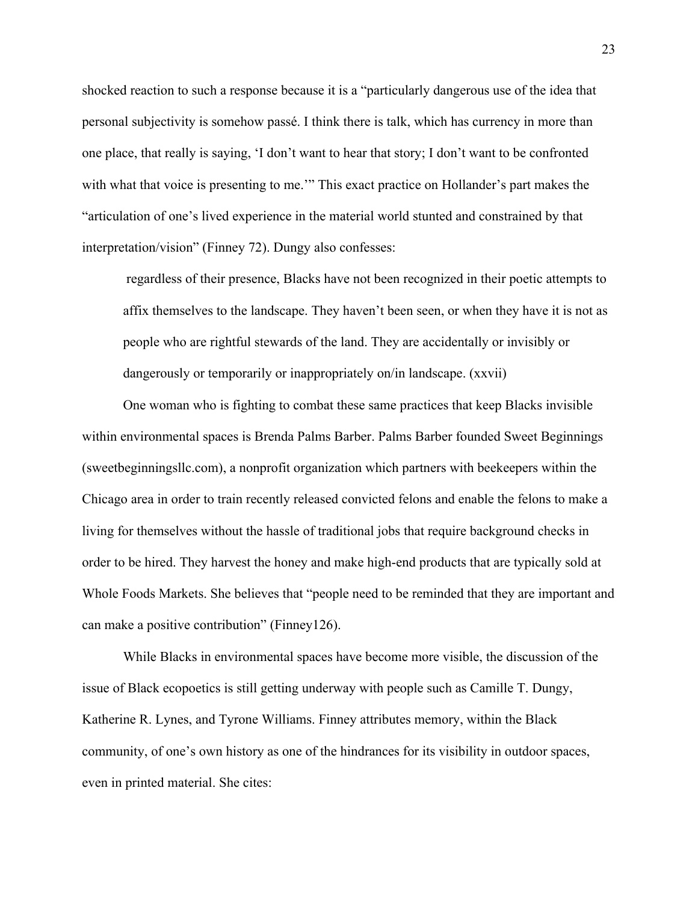shocked reaction to such a response because it is a "particularly dangerous use of the idea that personal subjectivity is somehow passé. I think there is talk, which has currency in more than one place, that really is saying, 'I don't want to hear that story; I don't want to be confronted with what that voice is presenting to me.'" This exact practice on Hollander's part makes the "articulation of one's lived experience in the material world stunted and constrained by that interpretation/vision" (Finney 72). Dungy also confesses:

> regardless of their presence, Blacks have not been recognized in their poetic attempts to affix themselves to the landscape. They haven't been seen, or when they have it is not as people who are rightful stewards of the land. They are accidentally or invisibly or dangerously or temporarily or inappropriately on/in landscape. (xxvii)

One woman who is fighting to combat these same practices that keep Blacks invisible within environmental spaces is Brenda Palms Barber. Palms Barber founded Sweet Beginnings (sweetbeginningsllc.com), a nonprofit organization which partners with beekeepers within the Chicago area in order to train recently released convicted felons and enable the felons to make a living for themselves without the hassle of traditional jobs that require background checks in order to be hired. They harvest the honey and make high-end products that are typically sold at Whole Foods Markets. She believes that "people need to be reminded that they are important and can make a positive contribution" (Finney126).

While Blacks in environmental spaces have become more visible, the discussion of the issue of Black ecopoetics is still getting underway with people such as Camille T. Dungy, Katherine R. Lynes, and Tyrone Williams. Finney attributes memory, within the Black community, of one's own history as one of the hindrances for its visibility in outdoor spaces, even in printed material. She cites: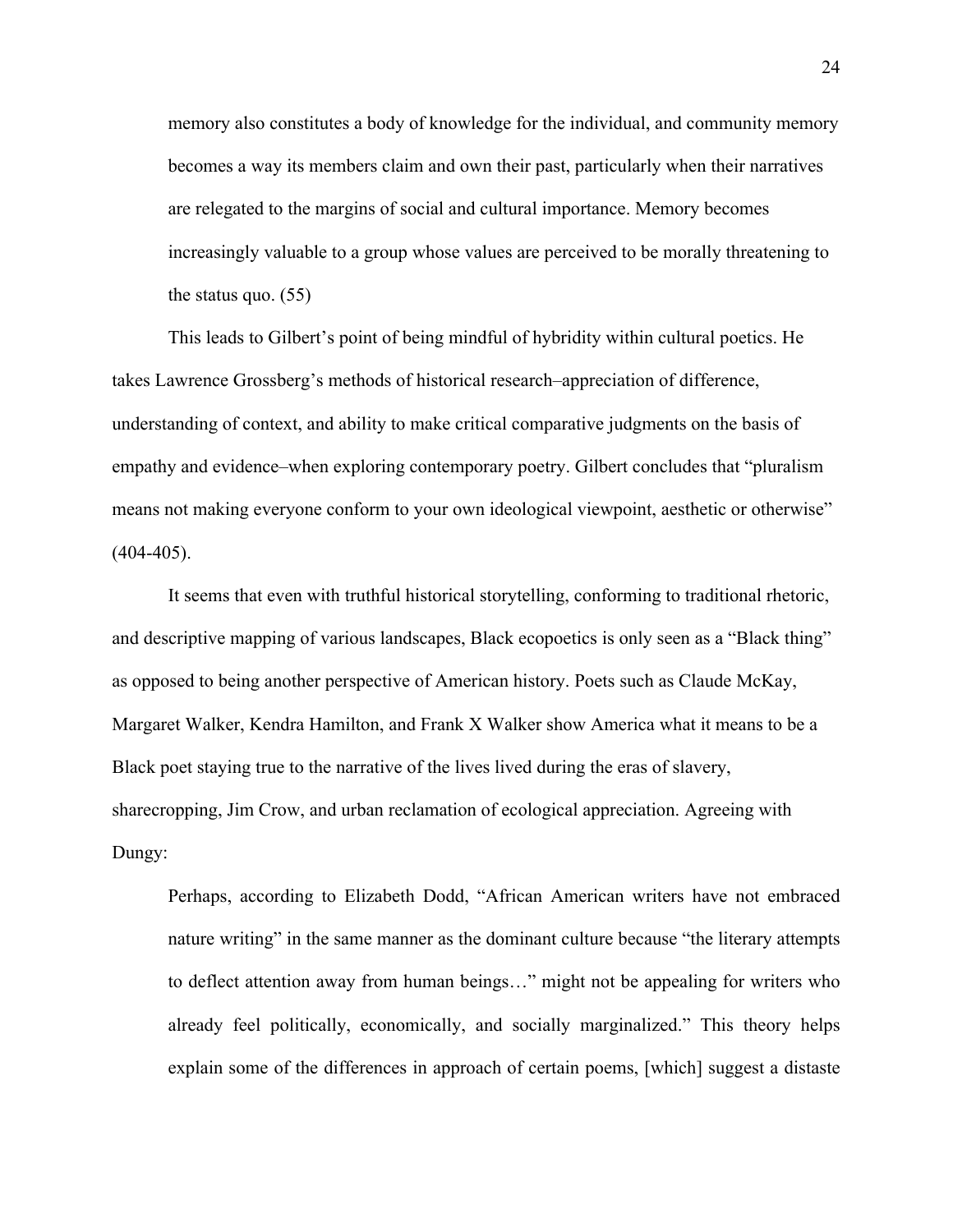> memory also constitutes a body of knowledge for the individual, and community memory becomes a way its members claim and own their past, particularly when their narratives are relegated to the margins of social and cultural importance. Memory becomes increasingly valuable to a group whose values are perceived to be morally threatening to the status quo. (55)

This leads to Gilbert's point of being mindful of hybridity within cultural poetics. He takes Lawrence Grossberg's methods of historical research–appreciation of difference, understanding of context, and ability to make critical comparative judgments on the basis of empathy and evidence–when exploring contemporary poetry. Gilbert concludes that "pluralism means not making everyone conform to your own ideological viewpoint, aesthetic or otherwise" (404-405).

It seems that even with truthful historical storytelling, conforming to traditional rhetoric, and descriptive mapping of various landscapes, Black ecopoetics is only seen as a "Black thing" as opposed to being another perspective of American history. Poets such as Claude McKay, Margaret Walker, Kendra Hamilton, and Frank X Walker show America what it means to be a Black poet staying true to the narrative of the lives lived during the eras of slavery, sharecropping, Jim Crow, and urban reclamation of ecological appreciation. Agreeing with Dungy:

> Perhaps, according to Elizabeth Dodd, "African American writers have not embraced nature writing" in the same manner as the dominant culture because "the literary attempts to deflect attention away from human beings…" might not be appealing for writers who already feel politically, economically, and socially marginalized." This theory helps explain some of the differences in approach of certain poems, [which] suggest a distaste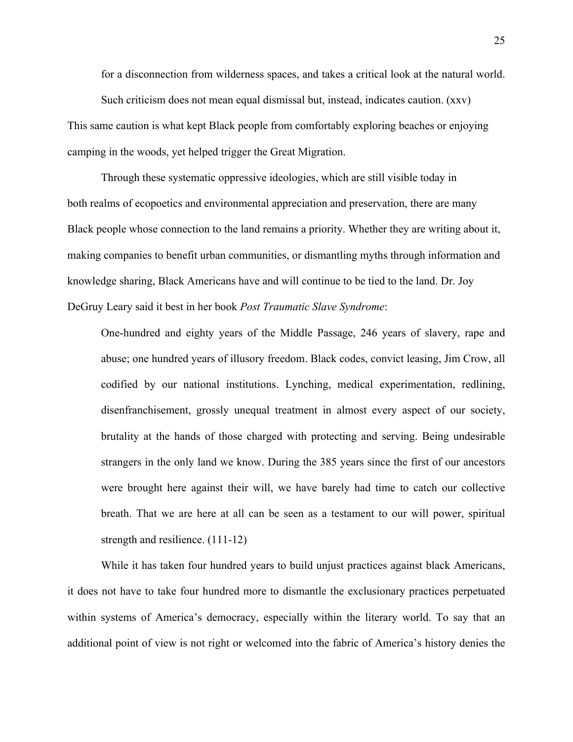for a disconnection from wilderness spaces, and takes a critical look at the natural world. Such criticism does not mean equal dismissal but, instead, indicates caution. (xxv)

This same caution is what kept Black people from comfortably exploring beaches or enjoying camping in the woods, yet helped trigger the Great Migration.

Through these systematic oppressive ideologies, which are still visible today in both realms of ecopoetics and environmental appreciation and preservation, there are many Black people whose connection to the land remains a priority. Whether they are writing about it, making companies to benefit urban communities, or dismantling myths through information and knowledge sharing, Black Americans have and will continue to be tied to the land. Dr. Joy DeGruy Leary said it best in her book *Post Traumatic Slave Syndrome*:

> One-hundred and eighty years of the Middle Passage, 246 years of slavery, rape and abuse; one hundred years of illusory freedom. Black codes, convict leasing, Jim Crow, all codified by our national institutions. Lynching, medical experimentation, redlining, disenfranchisement, grossly unequal treatment in almost every aspect of our society, brutality at the hands of those charged with protecting and serving. Being undesirable strangers in the only land we know. During the 385 years since the first of our ancestors were brought here against their will, we have barely had time to catch our collective breath. That we are here at all can be seen as a testament to our will power, spiritual strength and resilience. (111-12)

While it has taken four hundred years to build unjust practices against black Americans, it does not have to take four hundred more to dismantle the exclusionary practices perpetuated within systems of America's democracy, especially within the literary world. To say that an additional point of view is not right or welcomed into the fabric of America's history denies the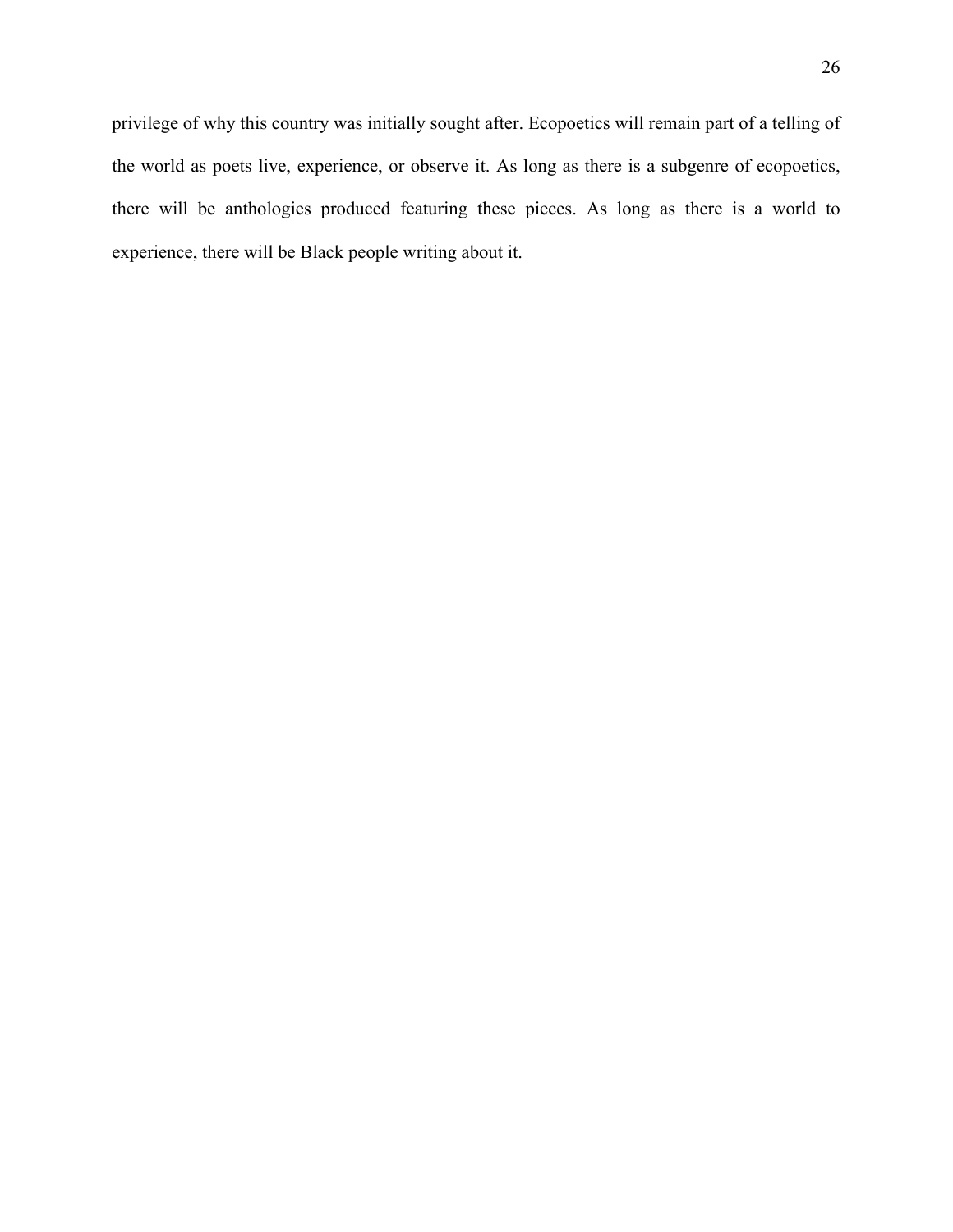privilege of why this country was initially sought after. Ecopoetics will remain part of a telling of the world as poets live, experience, or observe it. As long as there is a subgenre of ecopoetics, there will be anthologies produced featuring these pieces. As long as there is a world to experience, there will be Black people writing about it.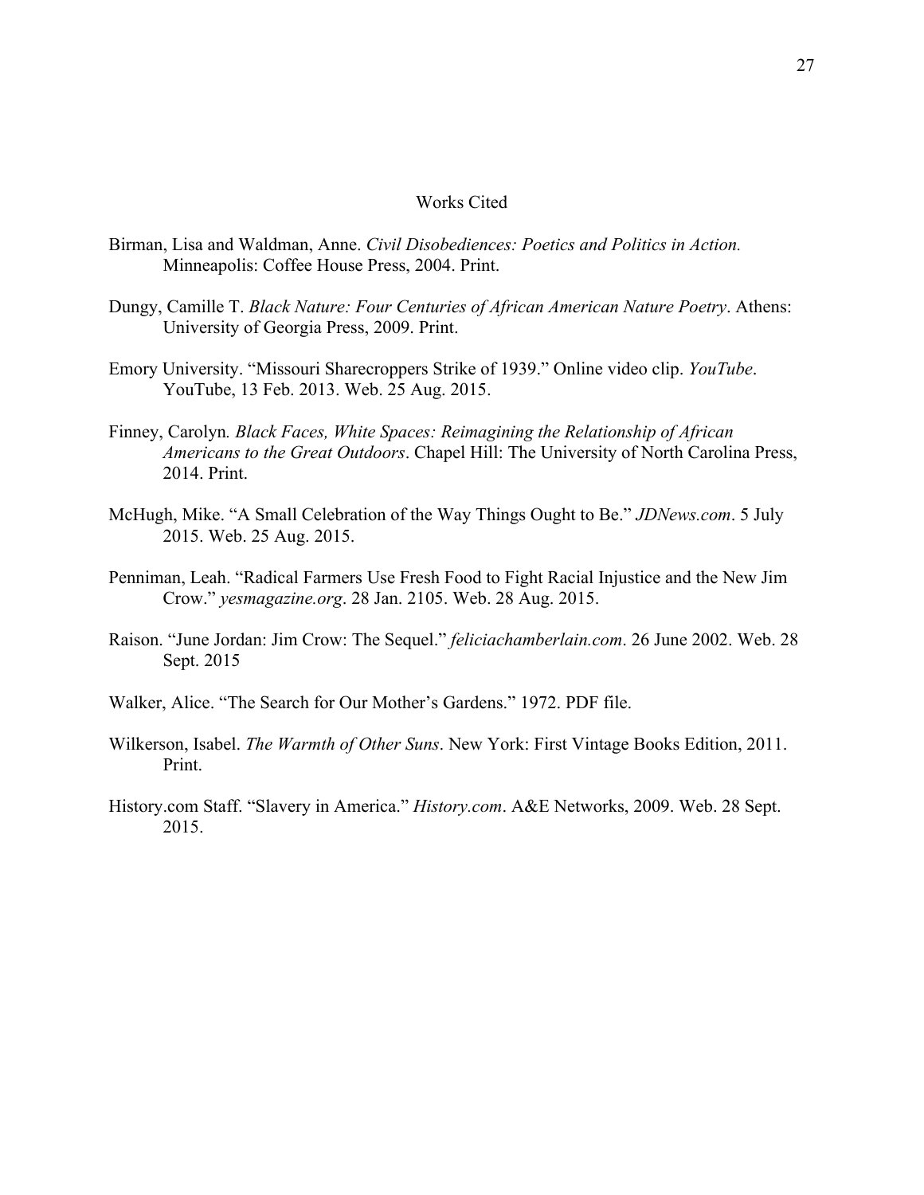# Works Cited

Birman, Lisa and Waldman, Anne. *Civil Disobediences: Poetics and Politics in Action.* Minneapolis: Coffee House Press, 2004. Print.

Dungy, Camille T. *Black Nature: Four Centuries of African American Nature Poetry*. Athens: University of Georgia Press, 2009. Print.

Emory University. "Missouri Sharecroppers Strike of 1939." Online video clip. *YouTube*. YouTube, 13 Feb. 2013. Web. 25 Aug. 2015.

Finney, Carolyn*.* *Black Faces, White Spaces: Reimagining the Relationship of African Americans to the Great Outdoors*. Chapel Hill: The University of North Carolina Press, 2014. Print.

McHugh, Mike. "A Small Celebration of the Way Things Ought to Be." *JDNews.com*. 5 July 2015. Web. 25 Aug. 2015.

Penniman, Leah. "Radical Farmers Use Fresh Food to Fight Racial Injustice and the New Jim Crow." *yesmagazine.org*. 28 Jan. 2105. Web. 28 Aug. 2015.

Raison. "June Jordan: Jim Crow: The Sequel." *feliciachamberlain.com*. 26 June 2002. Web. 28 Sept. 2015

Walker, Alice. "The Search for Our Mother's Gardens." 1972. PDF file.

Wilkerson, Isabel. *The Warmth of Other Suns*. New York: First Vintage Books Edition, 2011. Print.

History.com Staff. "Slavery in America." *History.com*. A&E Networks, 2009. Web. 28 Sept. 2015.